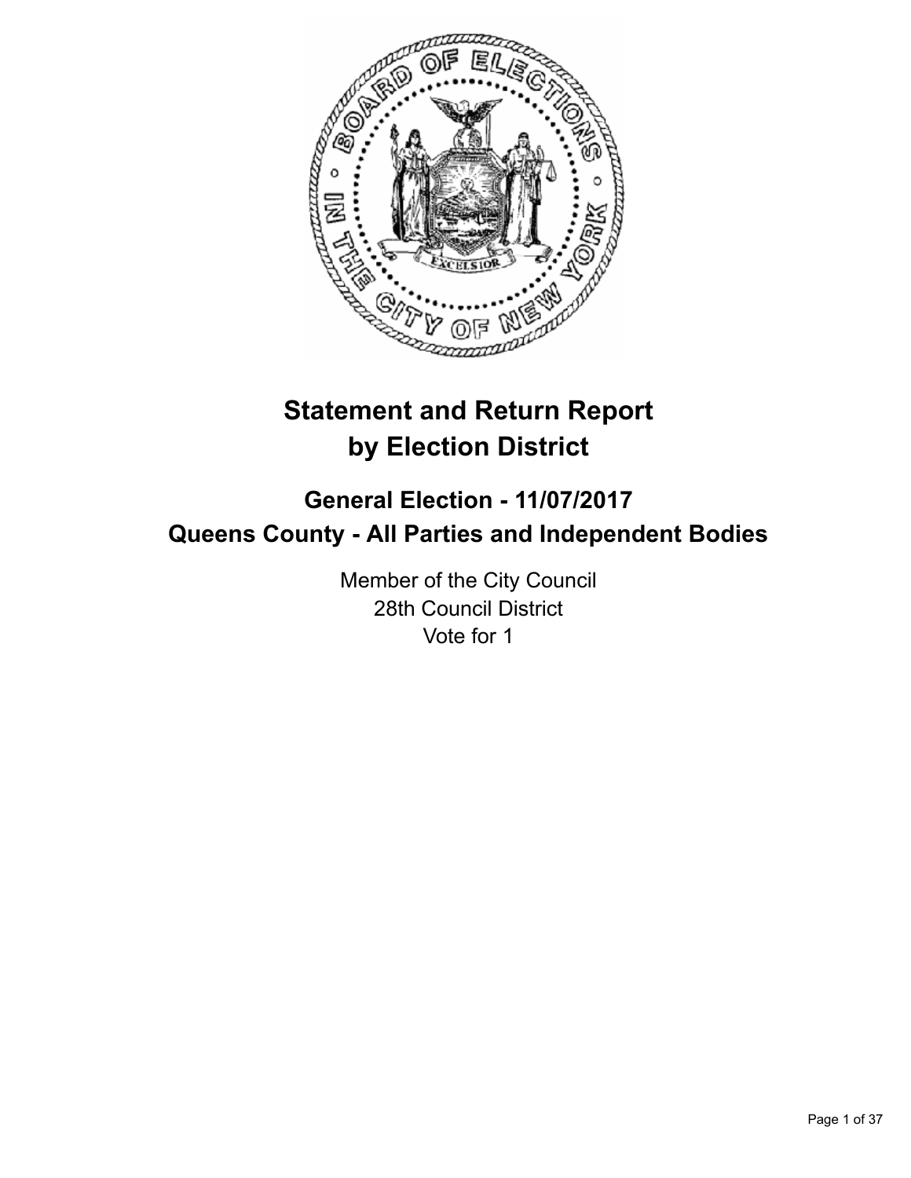# Statement and Return Report by Election District

## General Election - 11/07/2017
## Queens County - All Parties and Independent Bodies

Member of the City Council
28th Council District
Vote for 1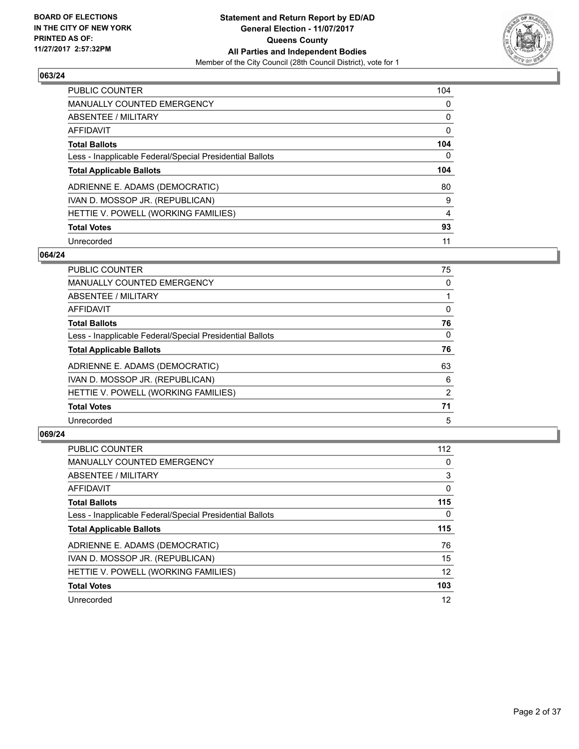**BOARD OF ELECTIONS IN THE CITY OF NEW YORK PRINTED AS OF: 11/27/2017 2:57:32PM**

**Statement and Return Report by ED/AD General Election - 11/07/2017 Queens County All Parties and Independent Bodies**
Member of the City Council (28th Council District), vote for 1

## 063/24

| | |
|---|---|
| PUBLIC COUNTER | 104 |
| MANUALLY COUNTED EMERGENCY | 0 |
| ABSENTEE / MILITARY | 0 |
| AFFIDAVIT | 0 |
| **Total Ballots** | **104** |
| Less - Inapplicable Federal/Special Presidential Ballots | 0 |
| **Total Applicable Ballots** | **104** |
| ADRIENNE E. ADAMS (DEMOCRATIC) | 80 |
| IVAN D. MOSSOP JR. (REPUBLICAN) | 9 |
| HETTIE V. POWELL (WORKING FAMILIES) | 4 |
| **Total Votes** | **93** |
| Unrecorded | 11 |

## 064/24

| | |
|---|---|
| PUBLIC COUNTER | 75 |
| MANUALLY COUNTED EMERGENCY | 0 |
| ABSENTEE / MILITARY | 1 |
| AFFIDAVIT | 0 |
| **Total Ballots** | **76** |
| Less - Inapplicable Federal/Special Presidential Ballots | 0 |
| **Total Applicable Ballots** | **76** |
| ADRIENNE E. ADAMS (DEMOCRATIC) | 63 |
| IVAN D. MOSSOP JR. (REPUBLICAN) | 6 |
| HETTIE V. POWELL (WORKING FAMILIES) | 2 |
| **Total Votes** | **71** |
| Unrecorded | 5 |

## 069/24

| | |
|---|---|
| PUBLIC COUNTER | 112 |
| MANUALLY COUNTED EMERGENCY | 0 |
| ABSENTEE / MILITARY | 3 |
| AFFIDAVIT | 0 |
| **Total Ballots** | **115** |
| Less - Inapplicable Federal/Special Presidential Ballots | 0 |
| **Total Applicable Ballots** | **115** |
| ADRIENNE E. ADAMS (DEMOCRATIC) | 76 |
| IVAN D. MOSSOP JR. (REPUBLICAN) | 15 |
| HETTIE V. POWELL (WORKING FAMILIES) | 12 |
| **Total Votes** | **103** |
| Unrecorded | 12 |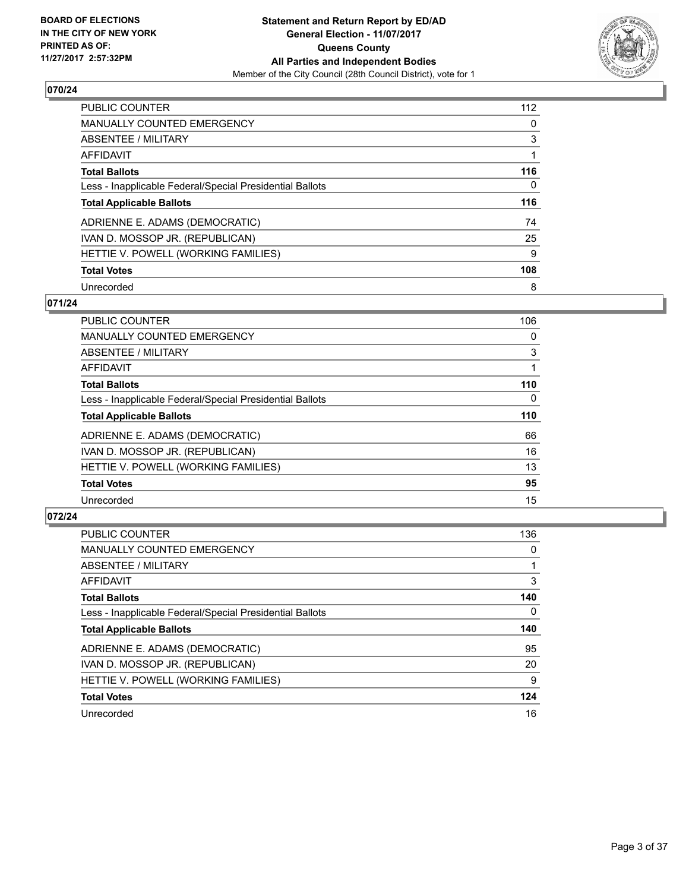## 070/24

| | |
|---|---|
| PUBLIC COUNTER | 112 |
| MANUALLY COUNTED EMERGENCY | 0 |
| ABSENTEE / MILITARY | 3 |
| AFFIDAVIT | 1 |
| **Total Ballots** | **116** |
| Less - Inapplicable Federal/Special Presidential Ballots | 0 |
| **Total Applicable Ballots** | **116** |
| ADRIENNE E. ADAMS (DEMOCRATIC) | 74 |
| IVAN D. MOSSOP JR. (REPUBLICAN) | 25 |
| HETTIE V. POWELL (WORKING FAMILIES) | 9 |
| **Total Votes** | **108** |
| Unrecorded | 8 |

## 071/24

| | |
|---|---|
| PUBLIC COUNTER | 106 |
| MANUALLY COUNTED EMERGENCY | 0 |
| ABSENTEE / MILITARY | 3 |
| AFFIDAVIT | 1 |
| **Total Ballots** | **110** |
| Less - Inapplicable Federal/Special Presidential Ballots | 0 |
| **Total Applicable Ballots** | **110** |
| ADRIENNE E. ADAMS (DEMOCRATIC) | 66 |
| IVAN D. MOSSOP JR. (REPUBLICAN) | 16 |
| HETTIE V. POWELL (WORKING FAMILIES) | 13 |
| **Total Votes** | **95** |
| Unrecorded | 15 |

## 072/24

| | |
|---|---|
| PUBLIC COUNTER | 136 |
| MANUALLY COUNTED EMERGENCY | 0 |
| ABSENTEE / MILITARY | 1 |
| AFFIDAVIT | 3 |
| **Total Ballots** | **140** |
| Less - Inapplicable Federal/Special Presidential Ballots | 0 |
| **Total Applicable Ballots** | **140** |
| ADRIENNE E. ADAMS (DEMOCRATIC) | 95 |
| IVAN D. MOSSOP JR. (REPUBLICAN) | 20 |
| HETTIE V. POWELL (WORKING FAMILIES) | 9 |
| **Total Votes** | **124** |
| Unrecorded | 16 |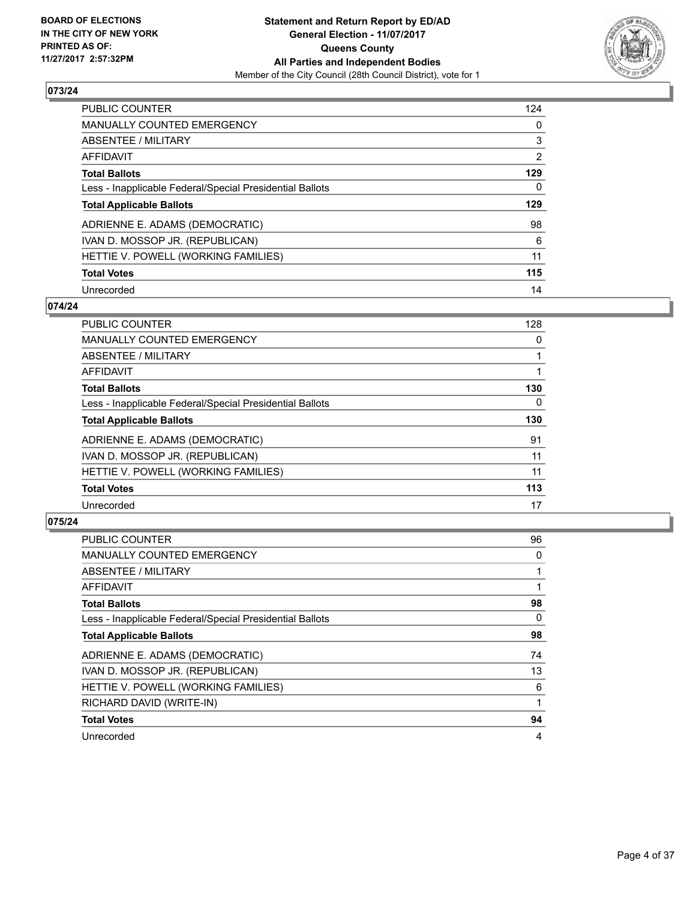**BOARD OF ELECTIONS IN THE CITY OF NEW YORK PRINTED AS OF: 11/27/2017 2:57:32PM**

**Statement and Return Report by ED/AD General Election - 11/07/2017 Queens County All Parties and Independent Bodies**

Member of the City Council (28th Council District), vote for 1

## 073/24

| | |
|---|---|
| PUBLIC COUNTER | 124 |
| MANUALLY COUNTED EMERGENCY | 0 |
| ABSENTEE / MILITARY | 3 |
| AFFIDAVIT | 2 |
| **Total Ballots** | **129** |
| Less - Inapplicable Federal/Special Presidential Ballots | 0 |
| **Total Applicable Ballots** | **129** |
| ADRIENNE E. ADAMS (DEMOCRATIC) | 98 |
| IVAN D. MOSSOP JR. (REPUBLICAN) | 6 |
| HETTIE V. POWELL (WORKING FAMILIES) | 11 |
| **Total Votes** | **115** |
| Unrecorded | 14 |

## 074/24

| | |
|---|---|
| PUBLIC COUNTER | 128 |
| MANUALLY COUNTED EMERGENCY | 0 |
| ABSENTEE / MILITARY | 1 |
| AFFIDAVIT | 1 |
| **Total Ballots** | **130** |
| Less - Inapplicable Federal/Special Presidential Ballots | 0 |
| **Total Applicable Ballots** | **130** |
| ADRIENNE E. ADAMS (DEMOCRATIC) | 91 |
| IVAN D. MOSSOP JR. (REPUBLICAN) | 11 |
| HETTIE V. POWELL (WORKING FAMILIES) | 11 |
| **Total Votes** | **113** |
| Unrecorded | 17 |

## 075/24

| | |
|---|---|
| PUBLIC COUNTER | 96 |
| MANUALLY COUNTED EMERGENCY | 0 |
| ABSENTEE / MILITARY | 1 |
| AFFIDAVIT | 1 |
| **Total Ballots** | **98** |
| Less - Inapplicable Federal/Special Presidential Ballots | 0 |
| **Total Applicable Ballots** | **98** |
| ADRIENNE E. ADAMS (DEMOCRATIC) | 74 |
| IVAN D. MOSSOP JR. (REPUBLICAN) | 13 |
| HETTIE V. POWELL (WORKING FAMILIES) | 6 |
| RICHARD DAVID (WRITE-IN) | 1 |
| **Total Votes** | **94** |
| Unrecorded | 4 |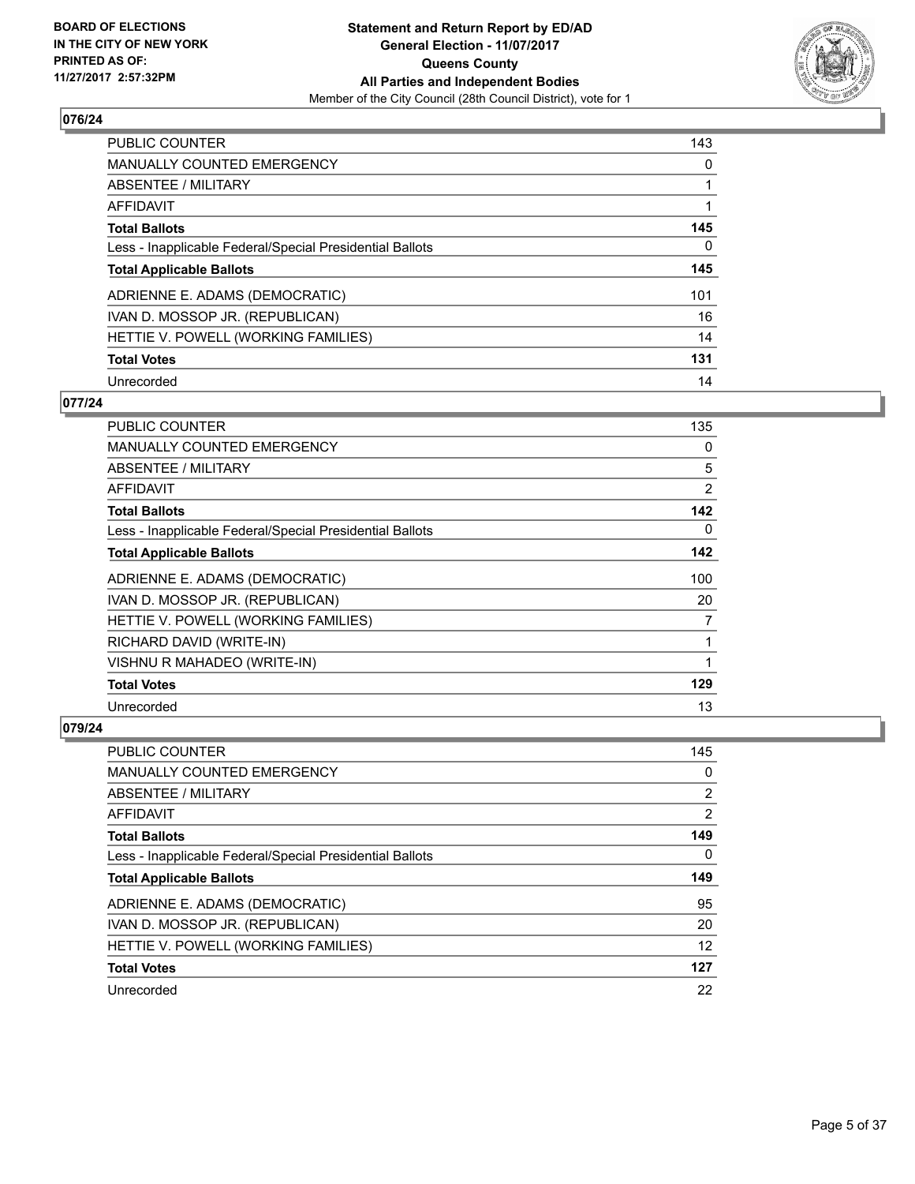### 076/24

| | |
|---|---|
| PUBLIC COUNTER | 143 |
| MANUALLY COUNTED EMERGENCY | 0 |
| ABSENTEE / MILITARY | 1 |
| AFFIDAVIT | 1 |
| **Total Ballots** | **145** |
| Less - Inapplicable Federal/Special Presidential Ballots | 0 |
| **Total Applicable Ballots** | **145** |
| ADRIENNE E. ADAMS (DEMOCRATIC) | 101 |
| IVAN D. MOSSOP JR. (REPUBLICAN) | 16 |
| HETTIE V. POWELL (WORKING FAMILIES) | 14 |
| **Total Votes** | **131** |
| Unrecorded | 14 |

### 077/24

| | |
|---|---|
| PUBLIC COUNTER | 135 |
| MANUALLY COUNTED EMERGENCY | 0 |
| ABSENTEE / MILITARY | 5 |
| AFFIDAVIT | 2 |
| **Total Ballots** | **142** |
| Less - Inapplicable Federal/Special Presidential Ballots | 0 |
| **Total Applicable Ballots** | **142** |
| ADRIENNE E. ADAMS (DEMOCRATIC) | 100 |
| IVAN D. MOSSOP JR. (REPUBLICAN) | 20 |
| HETTIE V. POWELL (WORKING FAMILIES) | 7 |
| RICHARD DAVID (WRITE-IN) | 1 |
| VISHNU R MAHADEO (WRITE-IN) | 1 |
| **Total Votes** | **129** |
| Unrecorded | 13 |

### 079/24

| | |
|---|---|
| PUBLIC COUNTER | 145 |
| MANUALLY COUNTED EMERGENCY | 0 |
| ABSENTEE / MILITARY | 2 |
| AFFIDAVIT | 2 |
| **Total Ballots** | **149** |
| Less - Inapplicable Federal/Special Presidential Ballots | 0 |
| **Total Applicable Ballots** | **149** |
| ADRIENNE E. ADAMS (DEMOCRATIC) | 95 |
| IVAN D. MOSSOP JR. (REPUBLICAN) | 20 |
| HETTIE V. POWELL (WORKING FAMILIES) | 12 |
| **Total Votes** | **127** |
| Unrecorded | 22 |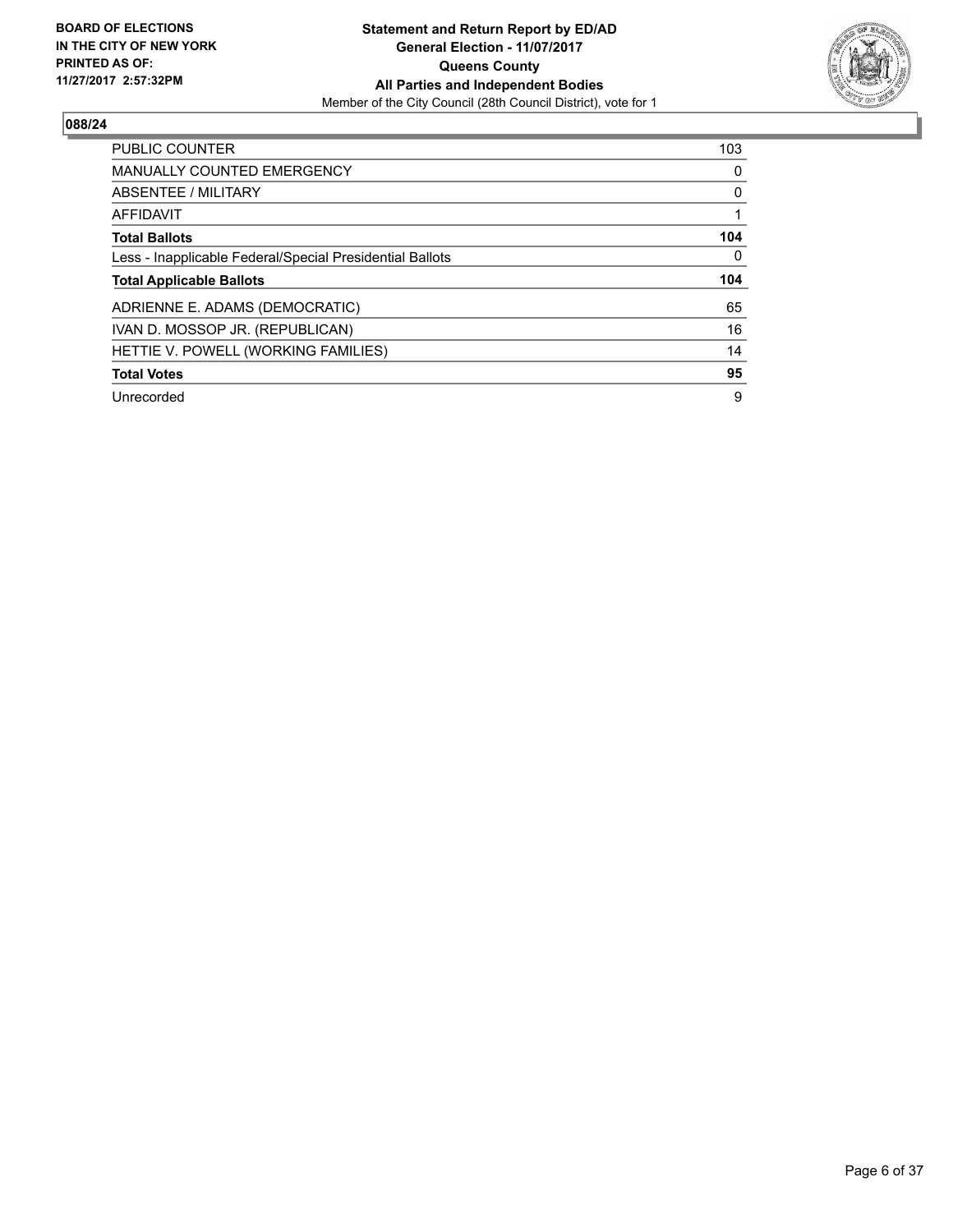**BOARD OF ELECTIONS IN THE CITY OF NEW YORK PRINTED AS OF: 11/27/2017 2:57:32PM**

**Statement and Return Report by ED/AD**
**General Election - 11/07/2017**
**Queens County**
**All Parties and Independent Bodies**
Member of the City Council (28th Council District), vote for 1

## 088/24

| | |
|---|---|
| PUBLIC COUNTER | 103 |
| MANUALLY COUNTED EMERGENCY | 0 |
| ABSENTEE / MILITARY | 0 |
| AFFIDAVIT | 1 |
| **Total Ballots** | **104** |
| Less - Inapplicable Federal/Special Presidential Ballots | 0 |
| **Total Applicable Ballots** | **104** |
| ADRIENNE E. ADAMS (DEMOCRATIC) | 65 |
| IVAN D. MOSSOP JR. (REPUBLICAN) | 16 |
| HETTIE V. POWELL (WORKING FAMILIES) | 14 |
| **Total Votes** | **95** |
| Unrecorded | 9 |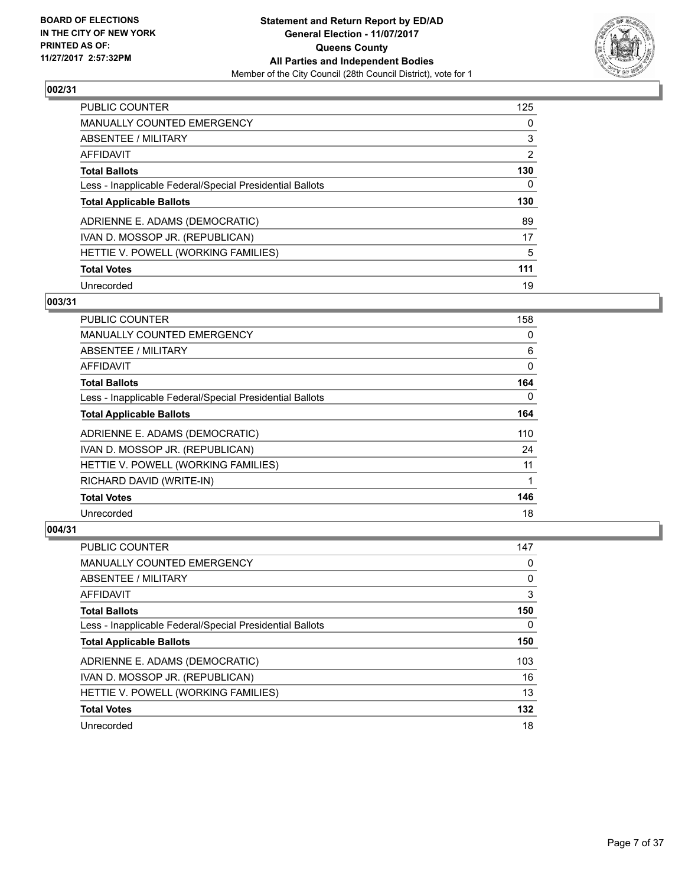**BOARD OF ELECTIONS IN THE CITY OF NEW YORK PRINTED AS OF: 11/27/2017 2:57:32PM**

**Statement and Return Report by ED/AD General Election - 11/07/2017 Queens County All Parties and Independent Bodies**
Member of the City Council (28th Council District), vote for 1

## 002/31

| | |
|---|---|
| PUBLIC COUNTER | 125 |
| MANUALLY COUNTED EMERGENCY | 0 |
| ABSENTEE / MILITARY | 3 |
| AFFIDAVIT | 2 |
| **Total Ballots** | **130** |
| Less - Inapplicable Federal/Special Presidential Ballots | 0 |
| **Total Applicable Ballots** | **130** |
| ADRIENNE E. ADAMS (DEMOCRATIC) | 89 |
| IVAN D. MOSSOP JR. (REPUBLICAN) | 17 |
| HETTIE V. POWELL (WORKING FAMILIES) | 5 |
| **Total Votes** | **111** |
| Unrecorded | 19 |

## 003/31

| | |
|---|---|
| PUBLIC COUNTER | 158 |
| MANUALLY COUNTED EMERGENCY | 0 |
| ABSENTEE / MILITARY | 6 |
| AFFIDAVIT | 0 |
| **Total Ballots** | **164** |
| Less - Inapplicable Federal/Special Presidential Ballots | 0 |
| **Total Applicable Ballots** | **164** |
| ADRIENNE E. ADAMS (DEMOCRATIC) | 110 |
| IVAN D. MOSSOP JR. (REPUBLICAN) | 24 |
| HETTIE V. POWELL (WORKING FAMILIES) | 11 |
| RICHARD DAVID (WRITE-IN) | 1 |
| **Total Votes** | **146** |
| Unrecorded | 18 |

## 004/31

| | |
|---|---|
| PUBLIC COUNTER | 147 |
| MANUALLY COUNTED EMERGENCY | 0 |
| ABSENTEE / MILITARY | 0 |
| AFFIDAVIT | 3 |
| **Total Ballots** | **150** |
| Less - Inapplicable Federal/Special Presidential Ballots | 0 |
| **Total Applicable Ballots** | **150** |
| ADRIENNE E. ADAMS (DEMOCRATIC) | 103 |
| IVAN D. MOSSOP JR. (REPUBLICAN) | 16 |
| HETTIE V. POWELL (WORKING FAMILIES) | 13 |
| **Total Votes** | **132** |
| Unrecorded | 18 |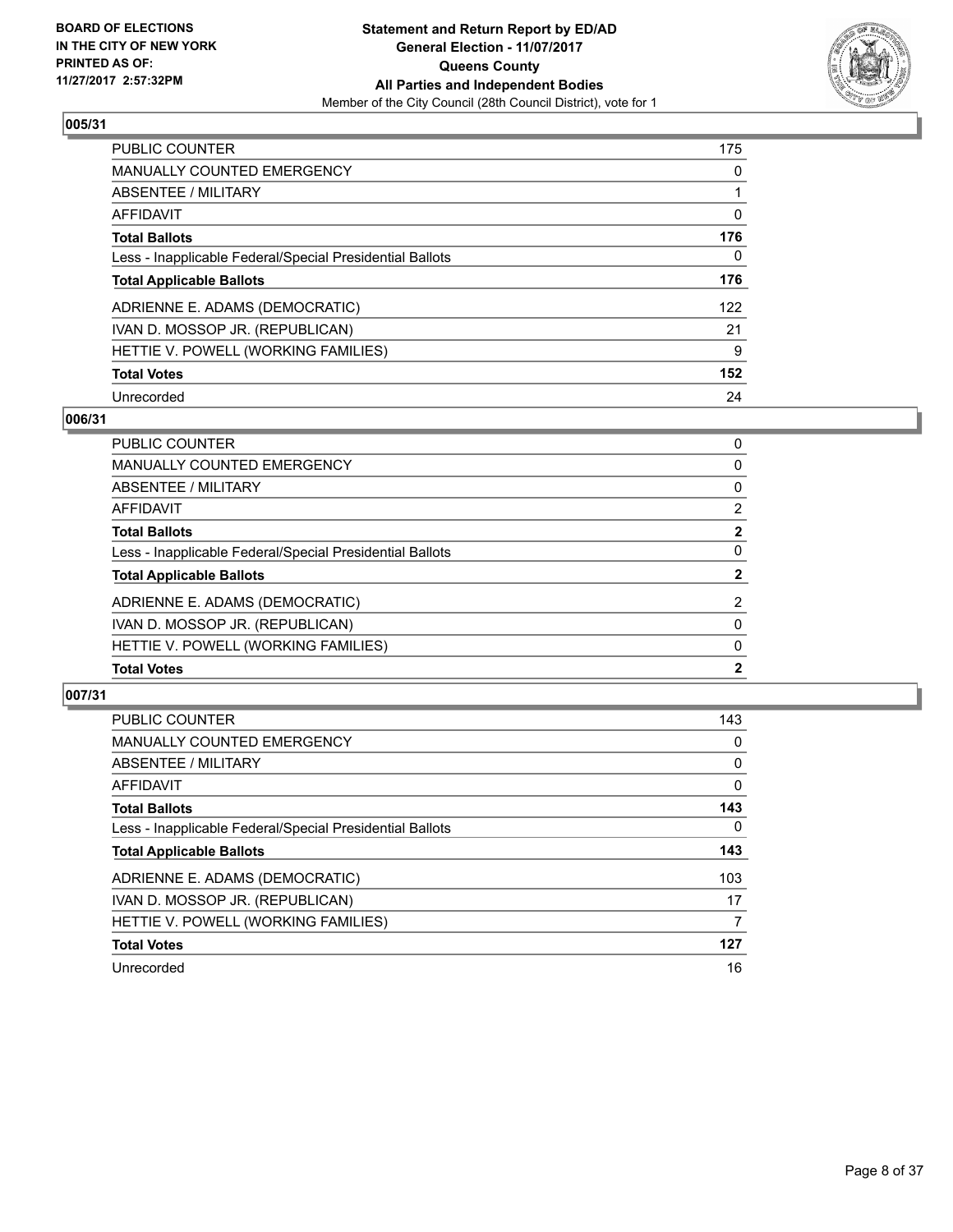**BOARD OF ELECTIONS IN THE CITY OF NEW YORK PRINTED AS OF: 11/27/2017 2:57:32PM**

**Statement and Return Report by ED/AD General Election - 11/07/2017 Queens County All Parties and Independent Bodies**
Member of the City Council (28th Council District), vote for 1

### 005/31

| | |
|---|---|
| PUBLIC COUNTER | 175 |
| MANUALLY COUNTED EMERGENCY | 0 |
| ABSENTEE / MILITARY | 1 |
| AFFIDAVIT | 0 |
| **Total Ballots** | **176** |
| Less - Inapplicable Federal/Special Presidential Ballots | 0 |
| **Total Applicable Ballots** | **176** |
| ADRIENNE E. ADAMS (DEMOCRATIC) | 122 |
| IVAN D. MOSSOP JR. (REPUBLICAN) | 21 |
| HETTIE V. POWELL (WORKING FAMILIES) | 9 |
| **Total Votes** | **152** |
| Unrecorded | 24 |

### 006/31

| | |
|---|---|
| PUBLIC COUNTER | 0 |
| MANUALLY COUNTED EMERGENCY | 0 |
| ABSENTEE / MILITARY | 0 |
| AFFIDAVIT | 2 |
| **Total Ballots** | **2** |
| Less - Inapplicable Federal/Special Presidential Ballots | 0 |
| **Total Applicable Ballots** | **2** |
| ADRIENNE E. ADAMS (DEMOCRATIC) | 2 |
| IVAN D. MOSSOP JR. (REPUBLICAN) | 0 |
| HETTIE V. POWELL (WORKING FAMILIES) | 0 |
| **Total Votes** | **2** |

### 007/31

| | |
|---|---|
| PUBLIC COUNTER | 143 |
| MANUALLY COUNTED EMERGENCY | 0 |
| ABSENTEE / MILITARY | 0 |
| AFFIDAVIT | 0 |
| **Total Ballots** | **143** |
| Less - Inapplicable Federal/Special Presidential Ballots | 0 |
| **Total Applicable Ballots** | **143** |
| ADRIENNE E. ADAMS (DEMOCRATIC) | 103 |
| IVAN D. MOSSOP JR. (REPUBLICAN) | 17 |
| HETTIE V. POWELL (WORKING FAMILIES) | 7 |
| **Total Votes** | **127** |
| Unrecorded | 16 |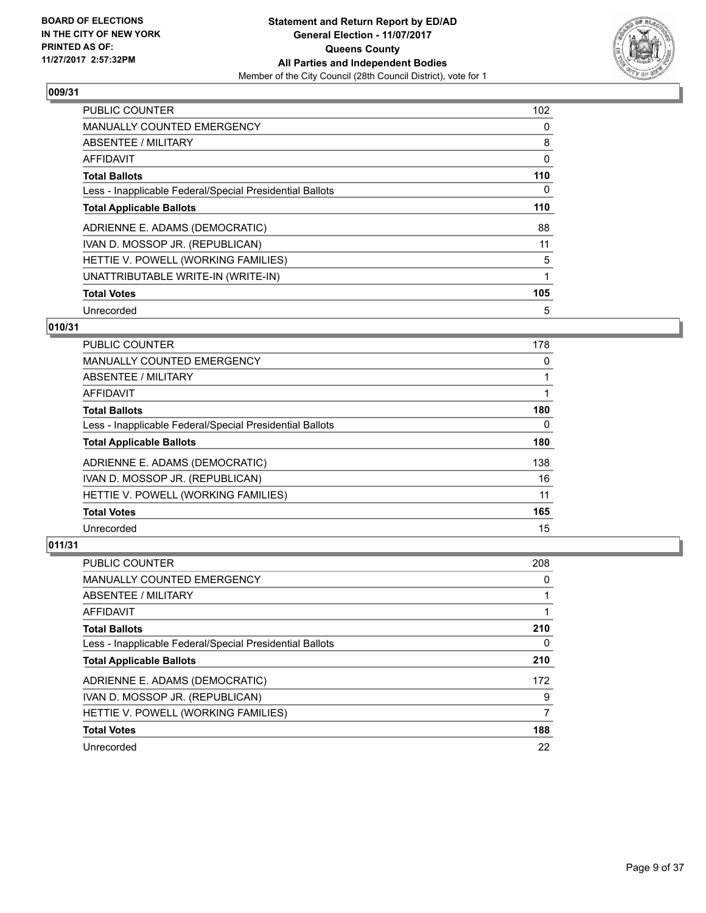## 009/31

| | |
|---|---|
| PUBLIC COUNTER | 102 |
| MANUALLY COUNTED EMERGENCY | 0 |
| ABSENTEE / MILITARY | 8 |
| AFFIDAVIT | 0 |
| **Total Ballots** | **110** |
| Less - Inapplicable Federal/Special Presidential Ballots | 0 |
| **Total Applicable Ballots** | **110** |
| ADRIENNE E. ADAMS (DEMOCRATIC) | 88 |
| IVAN D. MOSSOP JR. (REPUBLICAN) | 11 |
| HETTIE V. POWELL (WORKING FAMILIES) | 5 |
| UNATTRIBUTABLE WRITE-IN (WRITE-IN) | 1 |
| **Total Votes** | **105** |
| Unrecorded | 5 |

## 010/31

| | |
|---|---|
| PUBLIC COUNTER | 178 |
| MANUALLY COUNTED EMERGENCY | 0 |
| ABSENTEE / MILITARY | 1 |
| AFFIDAVIT | 1 |
| **Total Ballots** | **180** |
| Less - Inapplicable Federal/Special Presidential Ballots | 0 |
| **Total Applicable Ballots** | **180** |
| ADRIENNE E. ADAMS (DEMOCRATIC) | 138 |
| IVAN D. MOSSOP JR. (REPUBLICAN) | 16 |
| HETTIE V. POWELL (WORKING FAMILIES) | 11 |
| **Total Votes** | **165** |
| Unrecorded | 15 |

## 011/31

| | |
|---|---|
| PUBLIC COUNTER | 208 |
| MANUALLY COUNTED EMERGENCY | 0 |
| ABSENTEE / MILITARY | 1 |
| AFFIDAVIT | 1 |
| **Total Ballots** | **210** |
| Less - Inapplicable Federal/Special Presidential Ballots | 0 |
| **Total Applicable Ballots** | **210** |
| ADRIENNE E. ADAMS (DEMOCRATIC) | 172 |
| IVAN D. MOSSOP JR. (REPUBLICAN) | 9 |
| HETTIE V. POWELL (WORKING FAMILIES) | 7 |
| **Total Votes** | **188** |
| Unrecorded | 22 |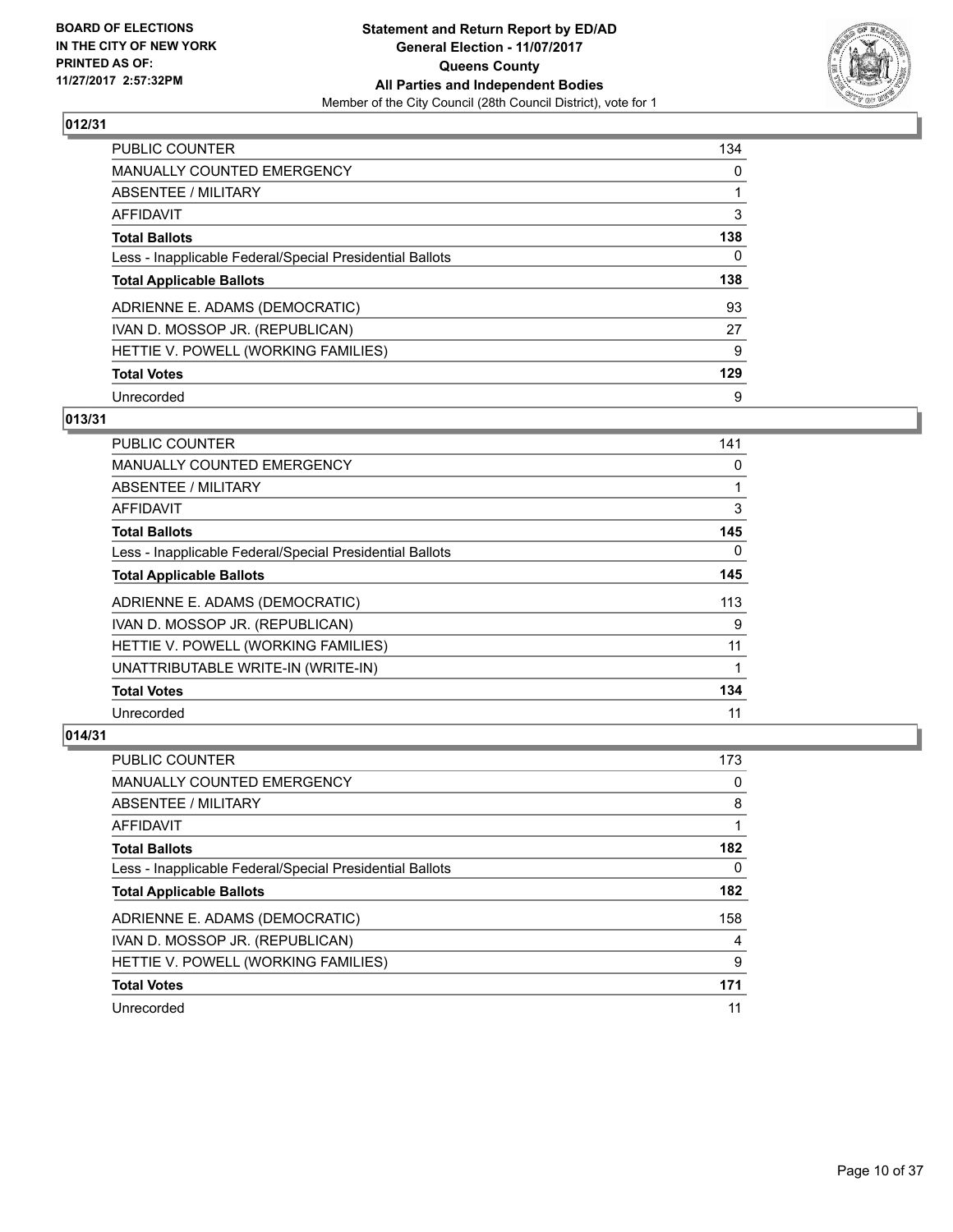BOARD OF ELECTIONS IN THE CITY OF NEW YORK PRINTED AS OF: 11/27/2017 2:57:32PM

**Statement and Return Report by ED/AD**
**General Election - 11/07/2017**
**Queens County**
**All Parties and Independent Bodies**
Member of the City Council (28th Council District), vote for 1

## 012/31

| | |
|---|---|
| PUBLIC COUNTER | 134 |
| MANUALLY COUNTED EMERGENCY | 0 |
| ABSENTEE / MILITARY | 1 |
| AFFIDAVIT | 3 |
| **Total Ballots** | **138** |
| Less - Inapplicable Federal/Special Presidential Ballots | 0 |
| **Total Applicable Ballots** | **138** |
| ADRIENNE E. ADAMS (DEMOCRATIC) | 93 |
| IVAN D. MOSSOP JR. (REPUBLICAN) | 27 |
| HETTIE V. POWELL (WORKING FAMILIES) | 9 |
| **Total Votes** | **129** |
| Unrecorded | 9 |

## 013/31

| | |
|---|---|
| PUBLIC COUNTER | 141 |
| MANUALLY COUNTED EMERGENCY | 0 |
| ABSENTEE / MILITARY | 1 |
| AFFIDAVIT | 3 |
| **Total Ballots** | **145** |
| Less - Inapplicable Federal/Special Presidential Ballots | 0 |
| **Total Applicable Ballots** | **145** |
| ADRIENNE E. ADAMS (DEMOCRATIC) | 113 |
| IVAN D. MOSSOP JR. (REPUBLICAN) | 9 |
| HETTIE V. POWELL (WORKING FAMILIES) | 11 |
| UNATTRIBUTABLE WRITE-IN (WRITE-IN) | 1 |
| **Total Votes** | **134** |
| Unrecorded | 11 |

## 014/31

| | |
|---|---|
| PUBLIC COUNTER | 173 |
| MANUALLY COUNTED EMERGENCY | 0 |
| ABSENTEE / MILITARY | 8 |
| AFFIDAVIT | 1 |
| **Total Ballots** | **182** |
| Less - Inapplicable Federal/Special Presidential Ballots | 0 |
| **Total Applicable Ballots** | **182** |
| ADRIENNE E. ADAMS (DEMOCRATIC) | 158 |
| IVAN D. MOSSOP JR. (REPUBLICAN) | 4 |
| HETTIE V. POWELL (WORKING FAMILIES) | 9 |
| **Total Votes** | **171** |
| Unrecorded | 11 |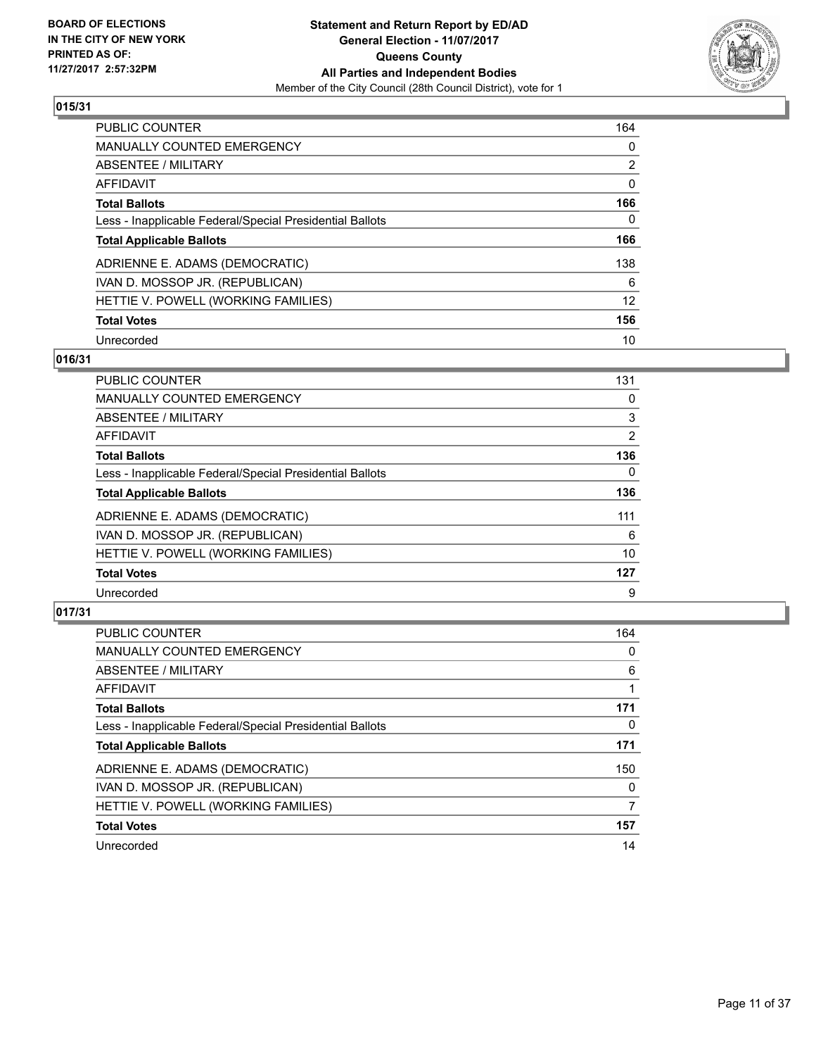## 015/31

| | |
|---|---|
| PUBLIC COUNTER | 164 |
| MANUALLY COUNTED EMERGENCY | 0 |
| ABSENTEE / MILITARY | 2 |
| AFFIDAVIT | 0 |
| **Total Ballots** | **166** |
| Less - Inapplicable Federal/Special Presidential Ballots | 0 |
| **Total Applicable Ballots** | **166** |
| ADRIENNE E. ADAMS (DEMOCRATIC) | 138 |
| IVAN D. MOSSOP JR. (REPUBLICAN) | 6 |
| HETTIE V. POWELL (WORKING FAMILIES) | 12 |
| **Total Votes** | **156** |
| Unrecorded | 10 |

## 016/31

| | |
|---|---|
| PUBLIC COUNTER | 131 |
| MANUALLY COUNTED EMERGENCY | 0 |
| ABSENTEE / MILITARY | 3 |
| AFFIDAVIT | 2 |
| **Total Ballots** | **136** |
| Less - Inapplicable Federal/Special Presidential Ballots | 0 |
| **Total Applicable Ballots** | **136** |
| ADRIENNE E. ADAMS (DEMOCRATIC) | 111 |
| IVAN D. MOSSOP JR. (REPUBLICAN) | 6 |
| HETTIE V. POWELL (WORKING FAMILIES) | 10 |
| **Total Votes** | **127** |
| Unrecorded | 9 |

## 017/31

| | |
|---|---|
| PUBLIC COUNTER | 164 |
| MANUALLY COUNTED EMERGENCY | 0 |
| ABSENTEE / MILITARY | 6 |
| AFFIDAVIT | 1 |
| **Total Ballots** | **171** |
| Less - Inapplicable Federal/Special Presidential Ballots | 0 |
| **Total Applicable Ballots** | **171** |
| ADRIENNE E. ADAMS (DEMOCRATIC) | 150 |
| IVAN D. MOSSOP JR. (REPUBLICAN) | 0 |
| HETTIE V. POWELL (WORKING FAMILIES) | 7 |
| **Total Votes** | **157** |
| Unrecorded | 14 |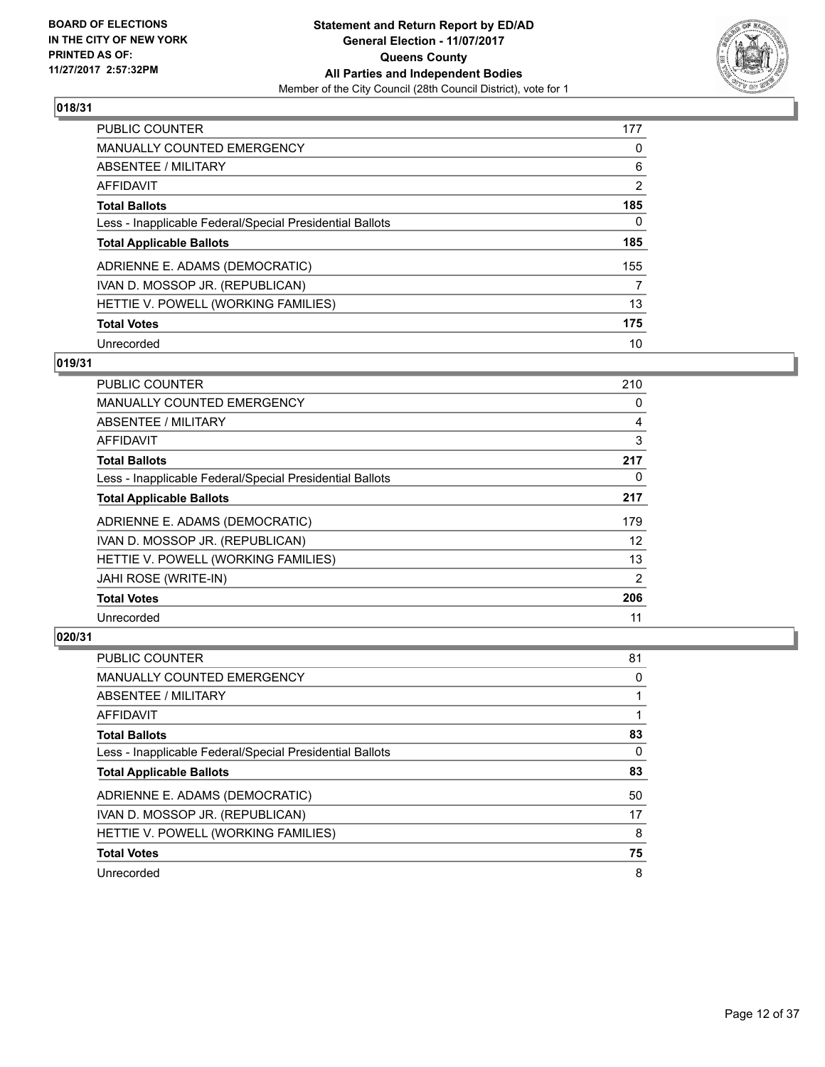BOARD OF ELECTIONS
IN THE CITY OF NEW YORK
PRINTED AS OF:
11/27/2017 2:57:32PM

**Statement and Return Report by ED/AD**
**General Election - 11/07/2017**
**Queens County**
**All Parties and Independent Bodies**
Member of the City Council (28th Council District), vote for 1

## 018/31

| | |
|---|---|
| PUBLIC COUNTER | 177 |
| MANUALLY COUNTED EMERGENCY | 0 |
| ABSENTEE / MILITARY | 6 |
| AFFIDAVIT | 2 |
| **Total Ballots** | **185** |
| Less - Inapplicable Federal/Special Presidential Ballots | 0 |
| **Total Applicable Ballots** | **185** |
| ADRIENNE E. ADAMS (DEMOCRATIC) | 155 |
| IVAN D. MOSSOP JR. (REPUBLICAN) | 7 |
| HETTIE V. POWELL (WORKING FAMILIES) | 13 |
| **Total Votes** | **175** |
| Unrecorded | 10 |

## 019/31

| | |
|---|---|
| PUBLIC COUNTER | 210 |
| MANUALLY COUNTED EMERGENCY | 0 |
| ABSENTEE / MILITARY | 4 |
| AFFIDAVIT | 3 |
| **Total Ballots** | **217** |
| Less - Inapplicable Federal/Special Presidential Ballots | 0 |
| **Total Applicable Ballots** | **217** |
| ADRIENNE E. ADAMS (DEMOCRATIC) | 179 |
| IVAN D. MOSSOP JR. (REPUBLICAN) | 12 |
| HETTIE V. POWELL (WORKING FAMILIES) | 13 |
| JAHI ROSE (WRITE-IN) | 2 |
| **Total Votes** | **206** |
| Unrecorded | 11 |

## 020/31

| | |
|---|---|
| PUBLIC COUNTER | 81 |
| MANUALLY COUNTED EMERGENCY | 0 |
| ABSENTEE / MILITARY | 1 |
| AFFIDAVIT | 1 |
| **Total Ballots** | **83** |
| Less - Inapplicable Federal/Special Presidential Ballots | 0 |
| **Total Applicable Ballots** | **83** |
| ADRIENNE E. ADAMS (DEMOCRATIC) | 50 |
| IVAN D. MOSSOP JR. (REPUBLICAN) | 17 |
| HETTIE V. POWELL (WORKING FAMILIES) | 8 |
| **Total Votes** | **75** |
| Unrecorded | 8 |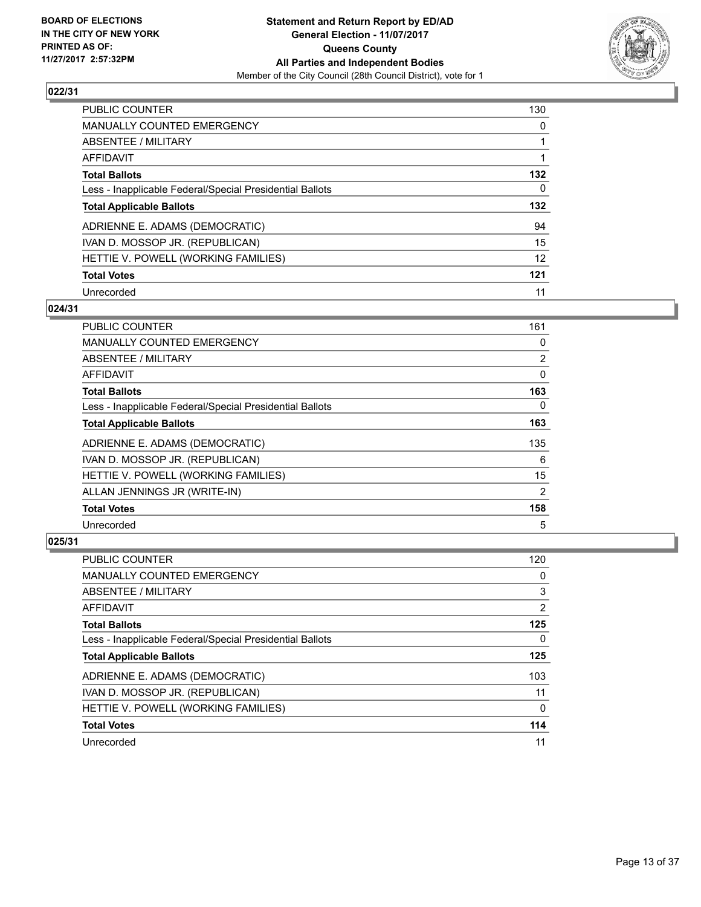**BOARD OF ELECTIONS IN THE CITY OF NEW YORK PRINTED AS OF: 11/27/2017 2:57:32PM**

**Statement and Return Report by ED/AD**
**General Election - 11/07/2017**
**Queens County**
**All Parties and Independent Bodies**
Member of the City Council (28th Council District), vote for 1

### 022/31

| | |
|---|---|
| PUBLIC COUNTER | 130 |
| MANUALLY COUNTED EMERGENCY | 0 |
| ABSENTEE / MILITARY | 1 |
| AFFIDAVIT | 1 |
| **Total Ballots** | **132** |
| Less - Inapplicable Federal/Special Presidential Ballots | 0 |
| **Total Applicable Ballots** | **132** |
| ADRIENNE E. ADAMS (DEMOCRATIC) | 94 |
| IVAN D. MOSSOP JR. (REPUBLICAN) | 15 |
| HETTIE V. POWELL (WORKING FAMILIES) | 12 |
| **Total Votes** | **121** |
| Unrecorded | 11 |

### 024/31

| | |
|---|---|
| PUBLIC COUNTER | 161 |
| MANUALLY COUNTED EMERGENCY | 0 |
| ABSENTEE / MILITARY | 2 |
| AFFIDAVIT | 0 |
| **Total Ballots** | **163** |
| Less - Inapplicable Federal/Special Presidential Ballots | 0 |
| **Total Applicable Ballots** | **163** |
| ADRIENNE E. ADAMS (DEMOCRATIC) | 135 |
| IVAN D. MOSSOP JR. (REPUBLICAN) | 6 |
| HETTIE V. POWELL (WORKING FAMILIES) | 15 |
| ALLAN JENNINGS JR (WRITE-IN) | 2 |
| **Total Votes** | **158** |
| Unrecorded | 5 |

### 025/31

| | |
|---|---|
| PUBLIC COUNTER | 120 |
| MANUALLY COUNTED EMERGENCY | 0 |
| ABSENTEE / MILITARY | 3 |
| AFFIDAVIT | 2 |
| **Total Ballots** | **125** |
| Less - Inapplicable Federal/Special Presidential Ballots | 0 |
| **Total Applicable Ballots** | **125** |
| ADRIENNE E. ADAMS (DEMOCRATIC) | 103 |
| IVAN D. MOSSOP JR. (REPUBLICAN) | 11 |
| HETTIE V. POWELL (WORKING FAMILIES) | 0 |
| **Total Votes** | **114** |
| Unrecorded | 11 |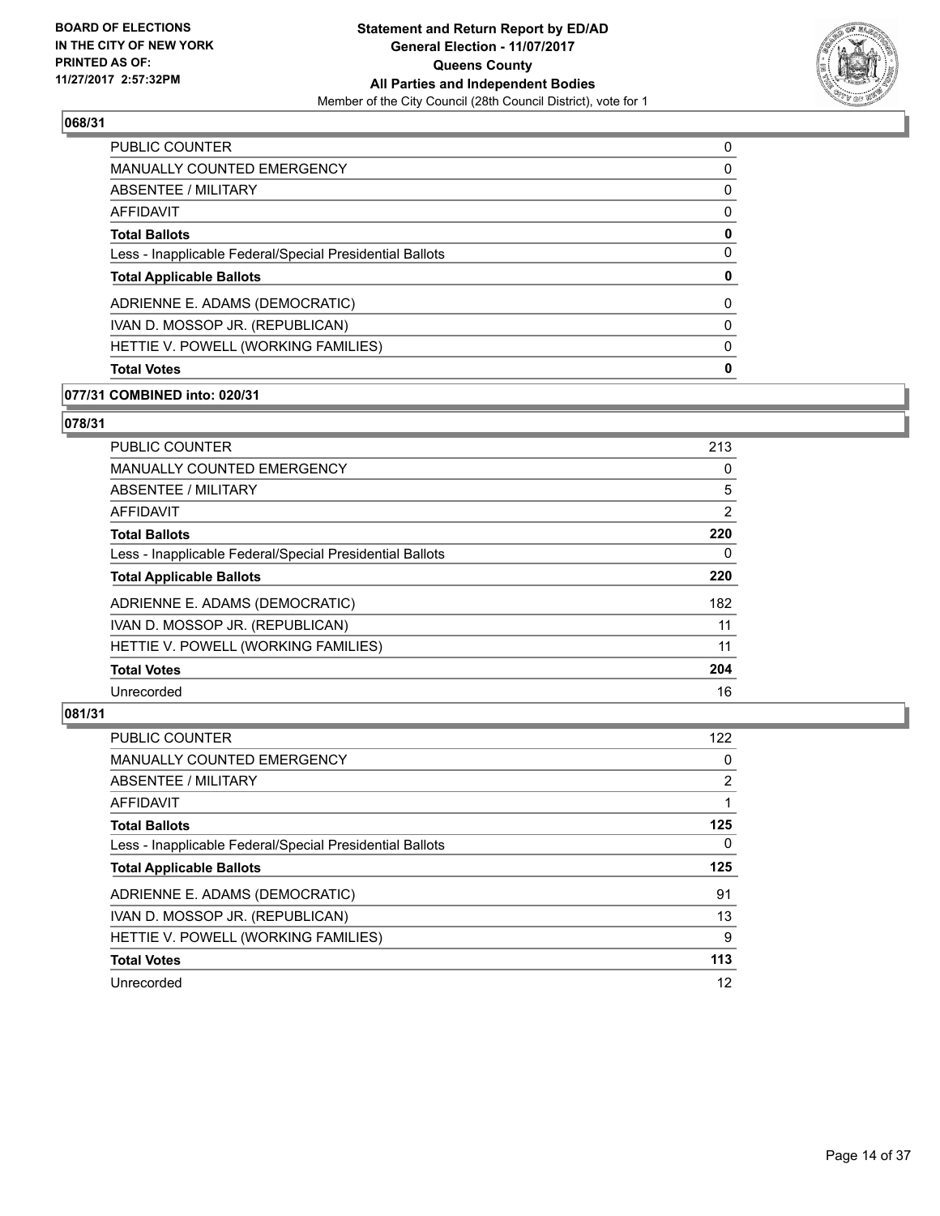**BOARD OF ELECTIONS IN THE CITY OF NEW YORK PRINTED AS OF: 11/27/2017 2:57:32PM**

**Statement and Return Report by ED/AD**
**General Election - 11/07/2017**
**Queens County**
**All Parties and Independent Bodies**
Member of the City Council (28th Council District), vote for 1

### 068/31

| | |
|---|---|
| PUBLIC COUNTER | 0 |
| MANUALLY COUNTED EMERGENCY | 0 |
| ABSENTEE / MILITARY | 0 |
| AFFIDAVIT | 0 |
| **Total Ballots** | **0** |
| Less - Inapplicable Federal/Special Presidential Ballots | 0 |
| **Total Applicable Ballots** | **0** |
| ADRIENNE E. ADAMS (DEMOCRATIC) | 0 |
| IVAN D. MOSSOP JR. (REPUBLICAN) | 0 |
| HETTIE V. POWELL (WORKING FAMILIES) | 0 |
| **Total Votes** | **0** |

### 077/31 COMBINED into: 020/31

### 078/31

| | |
|---|---|
| PUBLIC COUNTER | 213 |
| MANUALLY COUNTED EMERGENCY | 0 |
| ABSENTEE / MILITARY | 5 |
| AFFIDAVIT | 2 |
| **Total Ballots** | **220** |
| Less - Inapplicable Federal/Special Presidential Ballots | 0 |
| **Total Applicable Ballots** | **220** |
| ADRIENNE E. ADAMS (DEMOCRATIC) | 182 |
| IVAN D. MOSSOP JR. (REPUBLICAN) | 11 |
| HETTIE V. POWELL (WORKING FAMILIES) | 11 |
| **Total Votes** | **204** |
| Unrecorded | 16 |

### 081/31

| | |
|---|---|
| PUBLIC COUNTER | 122 |
| MANUALLY COUNTED EMERGENCY | 0 |
| ABSENTEE / MILITARY | 2 |
| AFFIDAVIT | 1 |
| **Total Ballots** | **125** |
| Less - Inapplicable Federal/Special Presidential Ballots | 0 |
| **Total Applicable Ballots** | **125** |
| ADRIENNE E. ADAMS (DEMOCRATIC) | 91 |
| IVAN D. MOSSOP JR. (REPUBLICAN) | 13 |
| HETTIE V. POWELL (WORKING FAMILIES) | 9 |
| **Total Votes** | **113** |
| Unrecorded | 12 |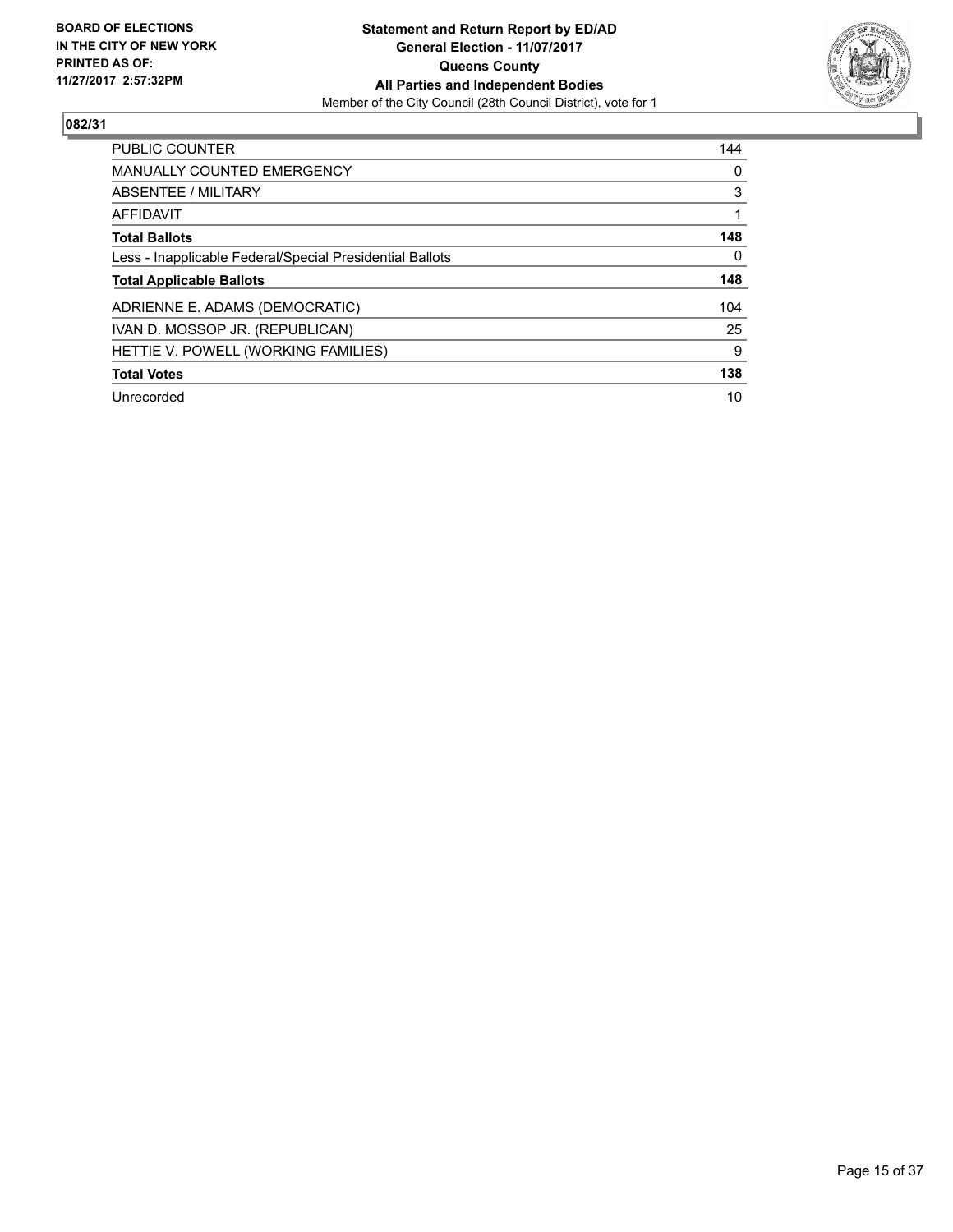**BOARD OF ELECTIONS IN THE CITY OF NEW YORK PRINTED AS OF: 11/27/2017 2:57:32PM**

**Statement and Return Report by ED/AD**
**General Election - 11/07/2017**
**Queens County**
**All Parties and Independent Bodies**
Member of the City Council (28th Council District), vote for 1

**082/31**

| | |
|---|---|
| PUBLIC COUNTER | 144 |
| MANUALLY COUNTED EMERGENCY | 0 |
| ABSENTEE / MILITARY | 3 |
| AFFIDAVIT | 1 |
| **Total Ballots** | **148** |
| Less - Inapplicable Federal/Special Presidential Ballots | 0 |
| **Total Applicable Ballots** | **148** |
| ADRIENNE E. ADAMS (DEMOCRATIC) | 104 |
| IVAN D. MOSSOP JR. (REPUBLICAN) | 25 |
| HETTIE V. POWELL (WORKING FAMILIES) | 9 |
| **Total Votes** | **138** |
| Unrecorded | 10 |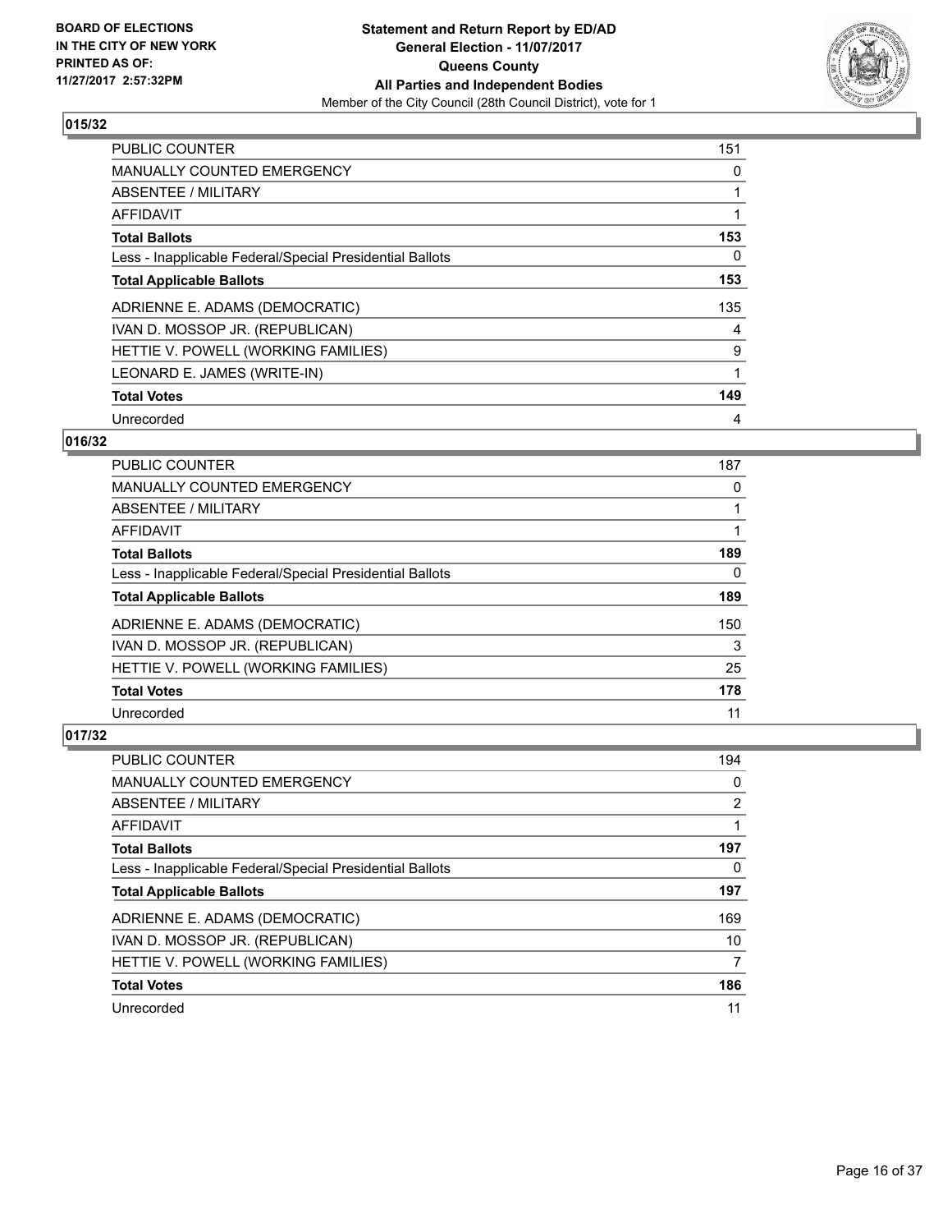**BOARD OF ELECTIONS IN THE CITY OF NEW YORK PRINTED AS OF: 11/27/2017 2:57:32PM**

**Statement and Return Report by ED/AD**
**General Election - 11/07/2017**
**Queens County**
**All Parties and Independent Bodies**
Member of the City Council (28th Council District), vote for 1

## 015/32

| | |
|---|---|
| PUBLIC COUNTER | 151 |
| MANUALLY COUNTED EMERGENCY | 0 |
| ABSENTEE / MILITARY | 1 |
| AFFIDAVIT | 1 |
| **Total Ballots** | **153** |
| Less - Inapplicable Federal/Special Presidential Ballots | 0 |
| **Total Applicable Ballots** | **153** |
| ADRIENNE E. ADAMS (DEMOCRATIC) | 135 |
| IVAN D. MOSSOP JR. (REPUBLICAN) | 4 |
| HETTIE V. POWELL (WORKING FAMILIES) | 9 |
| LEONARD E. JAMES (WRITE-IN) | 1 |
| **Total Votes** | **149** |
| Unrecorded | 4 |

## 016/32

| | |
|---|---|
| PUBLIC COUNTER | 187 |
| MANUALLY COUNTED EMERGENCY | 0 |
| ABSENTEE / MILITARY | 1 |
| AFFIDAVIT | 1 |
| **Total Ballots** | **189** |
| Less - Inapplicable Federal/Special Presidential Ballots | 0 |
| **Total Applicable Ballots** | **189** |
| ADRIENNE E. ADAMS (DEMOCRATIC) | 150 |
| IVAN D. MOSSOP JR. (REPUBLICAN) | 3 |
| HETTIE V. POWELL (WORKING FAMILIES) | 25 |
| **Total Votes** | **178** |
| Unrecorded | 11 |

## 017/32

| | |
|---|---|
| PUBLIC COUNTER | 194 |
| MANUALLY COUNTED EMERGENCY | 0 |
| ABSENTEE / MILITARY | 2 |
| AFFIDAVIT | 1 |
| **Total Ballots** | **197** |
| Less - Inapplicable Federal/Special Presidential Ballots | 0 |
| **Total Applicable Ballots** | **197** |
| ADRIENNE E. ADAMS (DEMOCRATIC) | 169 |
| IVAN D. MOSSOP JR. (REPUBLICAN) | 10 |
| HETTIE V. POWELL (WORKING FAMILIES) | 7 |
| **Total Votes** | **186** |
| Unrecorded | 11 |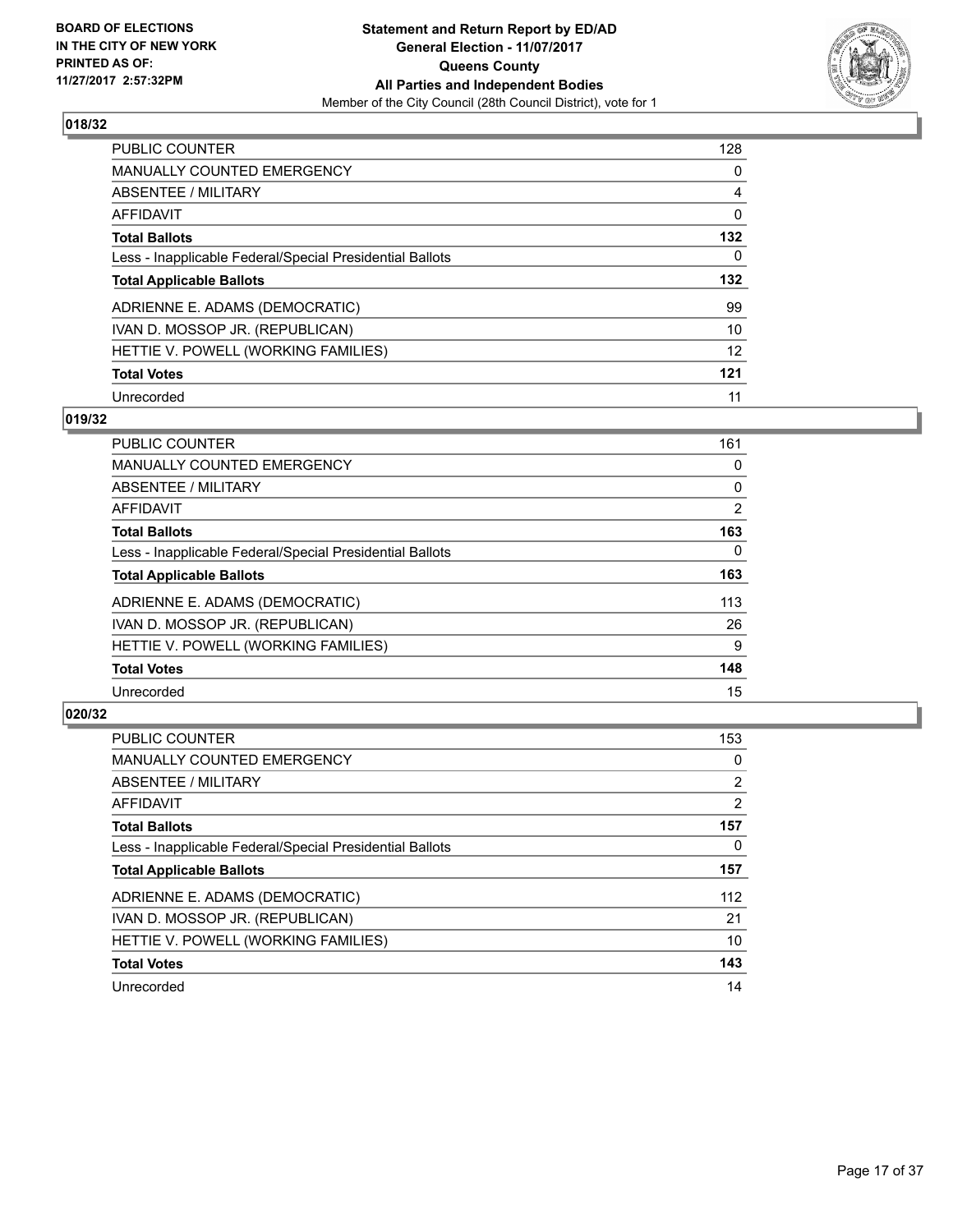BOARD OF ELECTIONS
IN THE CITY OF NEW YORK
PRINTED AS OF:
11/27/2017 2:57:32PM

**Statement and Return Report by ED/AD**
**General Election - 11/07/2017**
**Queens County**
**All Parties and Independent Bodies**
Member of the City Council (28th Council District), vote for 1

### 018/32

| | |
|---|---|
| PUBLIC COUNTER | 128 |
| MANUALLY COUNTED EMERGENCY | 0 |
| ABSENTEE / MILITARY | 4 |
| AFFIDAVIT | 0 |
| **Total Ballots** | **132** |
| Less - Inapplicable Federal/Special Presidential Ballots | 0 |
| **Total Applicable Ballots** | **132** |
| ADRIENNE E. ADAMS (DEMOCRATIC) | 99 |
| IVAN D. MOSSOP JR. (REPUBLICAN) | 10 |
| HETTIE V. POWELL (WORKING FAMILIES) | 12 |
| **Total Votes** | **121** |
| Unrecorded | 11 |

### 019/32

| | |
|---|---|
| PUBLIC COUNTER | 161 |
| MANUALLY COUNTED EMERGENCY | 0 |
| ABSENTEE / MILITARY | 0 |
| AFFIDAVIT | 2 |
| **Total Ballots** | **163** |
| Less - Inapplicable Federal/Special Presidential Ballots | 0 |
| **Total Applicable Ballots** | **163** |
| ADRIENNE E. ADAMS (DEMOCRATIC) | 113 |
| IVAN D. MOSSOP JR. (REPUBLICAN) | 26 |
| HETTIE V. POWELL (WORKING FAMILIES) | 9 |
| **Total Votes** | **148** |
| Unrecorded | 15 |

### 020/32

| | |
|---|---|
| PUBLIC COUNTER | 153 |
| MANUALLY COUNTED EMERGENCY | 0 |
| ABSENTEE / MILITARY | 2 |
| AFFIDAVIT | 2 |
| **Total Ballots** | **157** |
| Less - Inapplicable Federal/Special Presidential Ballots | 0 |
| **Total Applicable Ballots** | **157** |
| ADRIENNE E. ADAMS (DEMOCRATIC) | 112 |
| IVAN D. MOSSOP JR. (REPUBLICAN) | 21 |
| HETTIE V. POWELL (WORKING FAMILIES) | 10 |
| **Total Votes** | **143** |
| Unrecorded | 14 |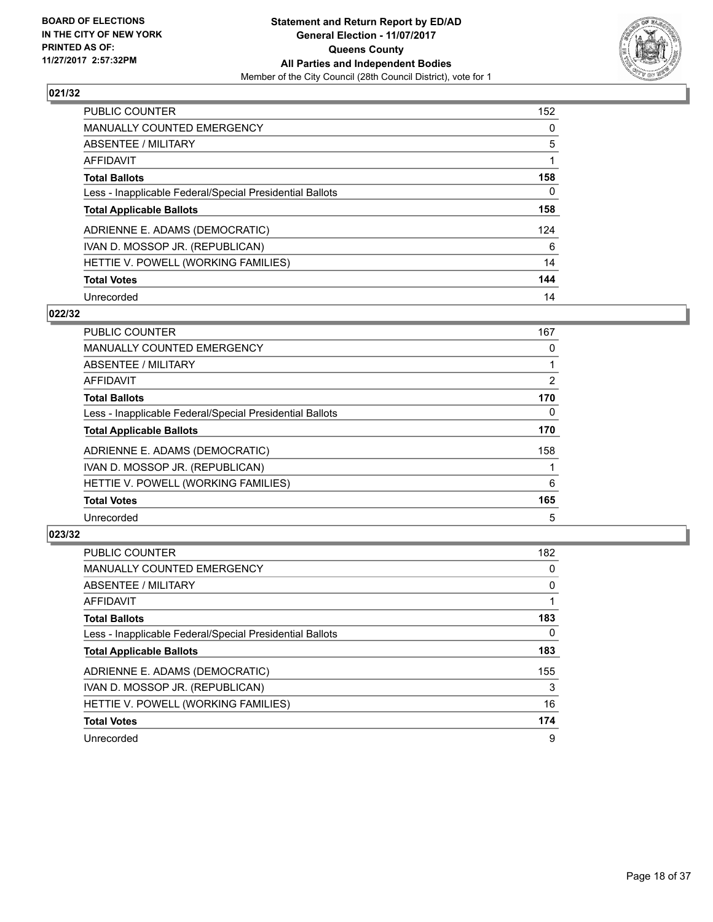**BOARD OF ELECTIONS IN THE CITY OF NEW YORK PRINTED AS OF: 11/27/2017 2:57:32PM**

**Statement and Return Report by ED/AD**
**General Election - 11/07/2017**
**Queens County**
**All Parties and Independent Bodies**
Member of the City Council (28th Council District), vote for 1

## 021/32

| | |
|---|---|
| PUBLIC COUNTER | 152 |
| MANUALLY COUNTED EMERGENCY | 0 |
| ABSENTEE / MILITARY | 5 |
| AFFIDAVIT | 1 |
| **Total Ballots** | **158** |
| Less - Inapplicable Federal/Special Presidential Ballots | 0 |
| **Total Applicable Ballots** | **158** |
| ADRIENNE E. ADAMS (DEMOCRATIC) | 124 |
| IVAN D. MOSSOP JR. (REPUBLICAN) | 6 |
| HETTIE V. POWELL (WORKING FAMILIES) | 14 |
| **Total Votes** | **144** |
| Unrecorded | 14 |

## 022/32

| | |
|---|---|
| PUBLIC COUNTER | 167 |
| MANUALLY COUNTED EMERGENCY | 0 |
| ABSENTEE / MILITARY | 1 |
| AFFIDAVIT | 2 |
| **Total Ballots** | **170** |
| Less - Inapplicable Federal/Special Presidential Ballots | 0 |
| **Total Applicable Ballots** | **170** |
| ADRIENNE E. ADAMS (DEMOCRATIC) | 158 |
| IVAN D. MOSSOP JR. (REPUBLICAN) | 1 |
| HETTIE V. POWELL (WORKING FAMILIES) | 6 |
| **Total Votes** | **165** |
| Unrecorded | 5 |

## 023/32

| | |
|---|---|
| PUBLIC COUNTER | 182 |
| MANUALLY COUNTED EMERGENCY | 0 |
| ABSENTEE / MILITARY | 0 |
| AFFIDAVIT | 1 |
| **Total Ballots** | **183** |
| Less - Inapplicable Federal/Special Presidential Ballots | 0 |
| **Total Applicable Ballots** | **183** |
| ADRIENNE E. ADAMS (DEMOCRATIC) | 155 |
| IVAN D. MOSSOP JR. (REPUBLICAN) | 3 |
| HETTIE V. POWELL (WORKING FAMILIES) | 16 |
| **Total Votes** | **174** |
| Unrecorded | 9 |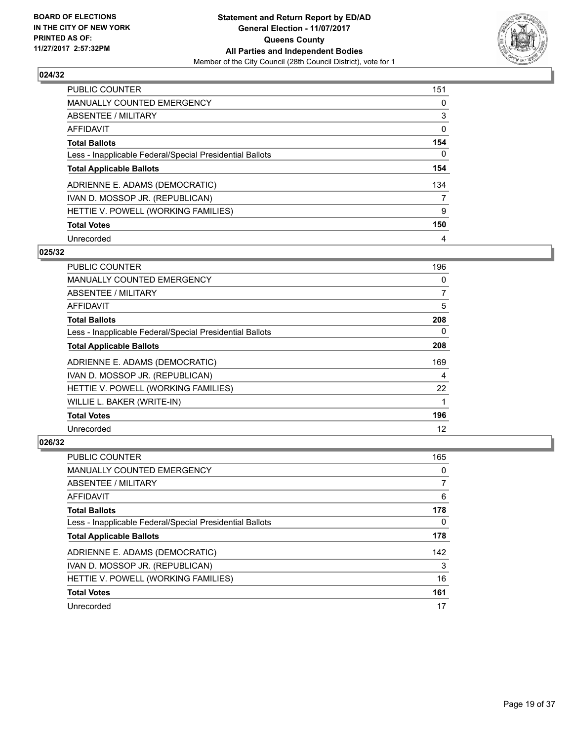**BOARD OF ELECTIONS IN THE CITY OF NEW YORK PRINTED AS OF: 11/27/2017 2:57:32PM**

**Statement and Return Report by ED/AD General Election - 11/07/2017 Queens County All Parties and Independent Bodies**

Member of the City Council (28th Council District), vote for 1

## 024/32

| | |
|---|---|
| PUBLIC COUNTER | 151 |
| MANUALLY COUNTED EMERGENCY | 0 |
| ABSENTEE / MILITARY | 3 |
| AFFIDAVIT | 0 |
| **Total Ballots** | **154** |
| Less - Inapplicable Federal/Special Presidential Ballots | 0 |
| **Total Applicable Ballots** | **154** |
| ADRIENNE E. ADAMS (DEMOCRATIC) | 134 |
| IVAN D. MOSSOP JR. (REPUBLICAN) | 7 |
| HETTIE V. POWELL (WORKING FAMILIES) | 9 |
| **Total Votes** | **150** |
| Unrecorded | 4 |

## 025/32

| | |
|---|---|
| PUBLIC COUNTER | 196 |
| MANUALLY COUNTED EMERGENCY | 0 |
| ABSENTEE / MILITARY | 7 |
| AFFIDAVIT | 5 |
| **Total Ballots** | **208** |
| Less - Inapplicable Federal/Special Presidential Ballots | 0 |
| **Total Applicable Ballots** | **208** |
| ADRIENNE E. ADAMS (DEMOCRATIC) | 169 |
| IVAN D. MOSSOP JR. (REPUBLICAN) | 4 |
| HETTIE V. POWELL (WORKING FAMILIES) | 22 |
| WILLIE L. BAKER (WRITE-IN) | 1 |
| **Total Votes** | **196** |
| Unrecorded | 12 |

## 026/32

| | |
|---|---|
| PUBLIC COUNTER | 165 |
| MANUALLY COUNTED EMERGENCY | 0 |
| ABSENTEE / MILITARY | 7 |
| AFFIDAVIT | 6 |
| **Total Ballots** | **178** |
| Less - Inapplicable Federal/Special Presidential Ballots | 0 |
| **Total Applicable Ballots** | **178** |
| ADRIENNE E. ADAMS (DEMOCRATIC) | 142 |
| IVAN D. MOSSOP JR. (REPUBLICAN) | 3 |
| HETTIE V. POWELL (WORKING FAMILIES) | 16 |
| **Total Votes** | **161** |
| Unrecorded | 17 |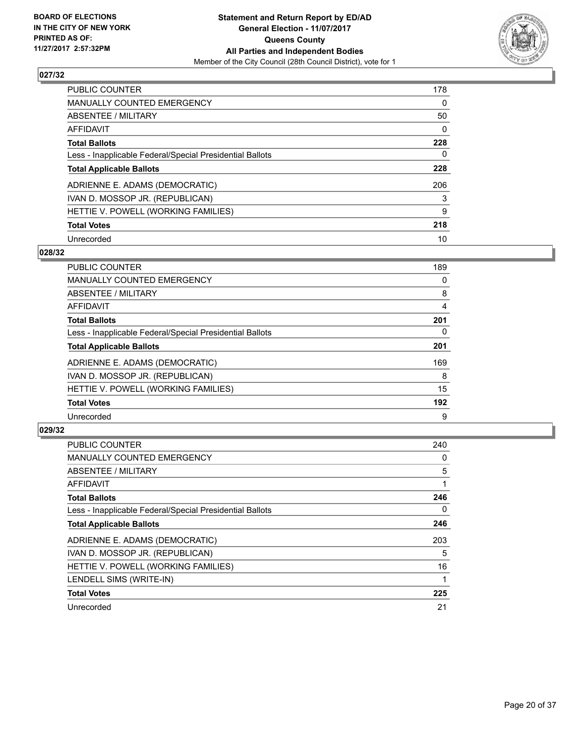**BOARD OF ELECTIONS IN THE CITY OF NEW YORK PRINTED AS OF: 11/27/2017 2:57:32PM**

**Statement and Return Report by ED/AD**
**General Election - 11/07/2017**
**Queens County**
**All Parties and Independent Bodies**
Member of the City Council (28th Council District), vote for 1

### 027/32

| | |
|---|---|
| PUBLIC COUNTER | 178 |
| MANUALLY COUNTED EMERGENCY | 0 |
| ABSENTEE / MILITARY | 50 |
| AFFIDAVIT | 0 |
| **Total Ballots** | **228** |
| Less - Inapplicable Federal/Special Presidential Ballots | 0 |
| **Total Applicable Ballots** | **228** |
| ADRIENNE E. ADAMS (DEMOCRATIC) | 206 |
| IVAN D. MOSSOP JR. (REPUBLICAN) | 3 |
| HETTIE V. POWELL (WORKING FAMILIES) | 9 |
| **Total Votes** | **218** |
| Unrecorded | 10 |

### 028/32

| | |
|---|---|
| PUBLIC COUNTER | 189 |
| MANUALLY COUNTED EMERGENCY | 0 |
| ABSENTEE / MILITARY | 8 |
| AFFIDAVIT | 4 |
| **Total Ballots** | **201** |
| Less - Inapplicable Federal/Special Presidential Ballots | 0 |
| **Total Applicable Ballots** | **201** |
| ADRIENNE E. ADAMS (DEMOCRATIC) | 169 |
| IVAN D. MOSSOP JR. (REPUBLICAN) | 8 |
| HETTIE V. POWELL (WORKING FAMILIES) | 15 |
| **Total Votes** | **192** |
| Unrecorded | 9 |

### 029/32

| | |
|---|---|
| PUBLIC COUNTER | 240 |
| MANUALLY COUNTED EMERGENCY | 0 |
| ABSENTEE / MILITARY | 5 |
| AFFIDAVIT | 1 |
| **Total Ballots** | **246** |
| Less - Inapplicable Federal/Special Presidential Ballots | 0 |
| **Total Applicable Ballots** | **246** |
| ADRIENNE E. ADAMS (DEMOCRATIC) | 203 |
| IVAN D. MOSSOP JR. (REPUBLICAN) | 5 |
| HETTIE V. POWELL (WORKING FAMILIES) | 16 |
| LENDELL SIMS (WRITE-IN) | 1 |
| **Total Votes** | **225** |
| Unrecorded | 21 |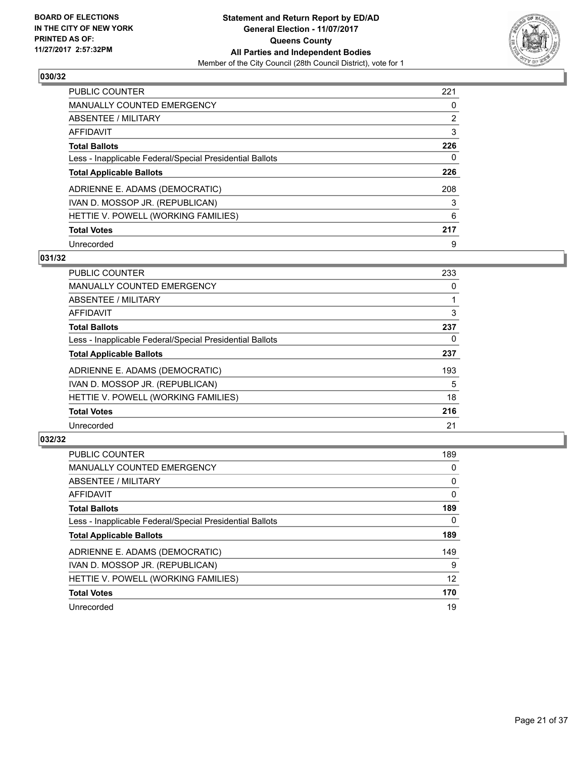**BOARD OF ELECTIONS IN THE CITY OF NEW YORK PRINTED AS OF: 11/27/2017 2:57:32PM**

**Statement and Return Report by ED/AD General Election - 11/07/2017 Queens County All Parties and Independent Bodies**
Member of the City Council (28th Council District), vote for 1

### 030/32

| | |
|---|---|
| PUBLIC COUNTER | 221 |
| MANUALLY COUNTED EMERGENCY | 0 |
| ABSENTEE / MILITARY | 2 |
| AFFIDAVIT | 3 |
| **Total Ballots** | **226** |
| Less - Inapplicable Federal/Special Presidential Ballots | 0 |
| **Total Applicable Ballots** | **226** |
| ADRIENNE E. ADAMS (DEMOCRATIC) | 208 |
| IVAN D. MOSSOP JR. (REPUBLICAN) | 3 |
| HETTIE V. POWELL (WORKING FAMILIES) | 6 |
| **Total Votes** | **217** |
| Unrecorded | 9 |

### 031/32

| | |
|---|---|
| PUBLIC COUNTER | 233 |
| MANUALLY COUNTED EMERGENCY | 0 |
| ABSENTEE / MILITARY | 1 |
| AFFIDAVIT | 3 |
| **Total Ballots** | **237** |
| Less - Inapplicable Federal/Special Presidential Ballots | 0 |
| **Total Applicable Ballots** | **237** |
| ADRIENNE E. ADAMS (DEMOCRATIC) | 193 |
| IVAN D. MOSSOP JR. (REPUBLICAN) | 5 |
| HETTIE V. POWELL (WORKING FAMILIES) | 18 |
| **Total Votes** | **216** |
| Unrecorded | 21 |

### 032/32

| | |
|---|---|
| PUBLIC COUNTER | 189 |
| MANUALLY COUNTED EMERGENCY | 0 |
| ABSENTEE / MILITARY | 0 |
| AFFIDAVIT | 0 |
| **Total Ballots** | **189** |
| Less - Inapplicable Federal/Special Presidential Ballots | 0 |
| **Total Applicable Ballots** | **189** |
| ADRIENNE E. ADAMS (DEMOCRATIC) | 149 |
| IVAN D. MOSSOP JR. (REPUBLICAN) | 9 |
| HETTIE V. POWELL (WORKING FAMILIES) | 12 |
| **Total Votes** | **170** |
| Unrecorded | 19 |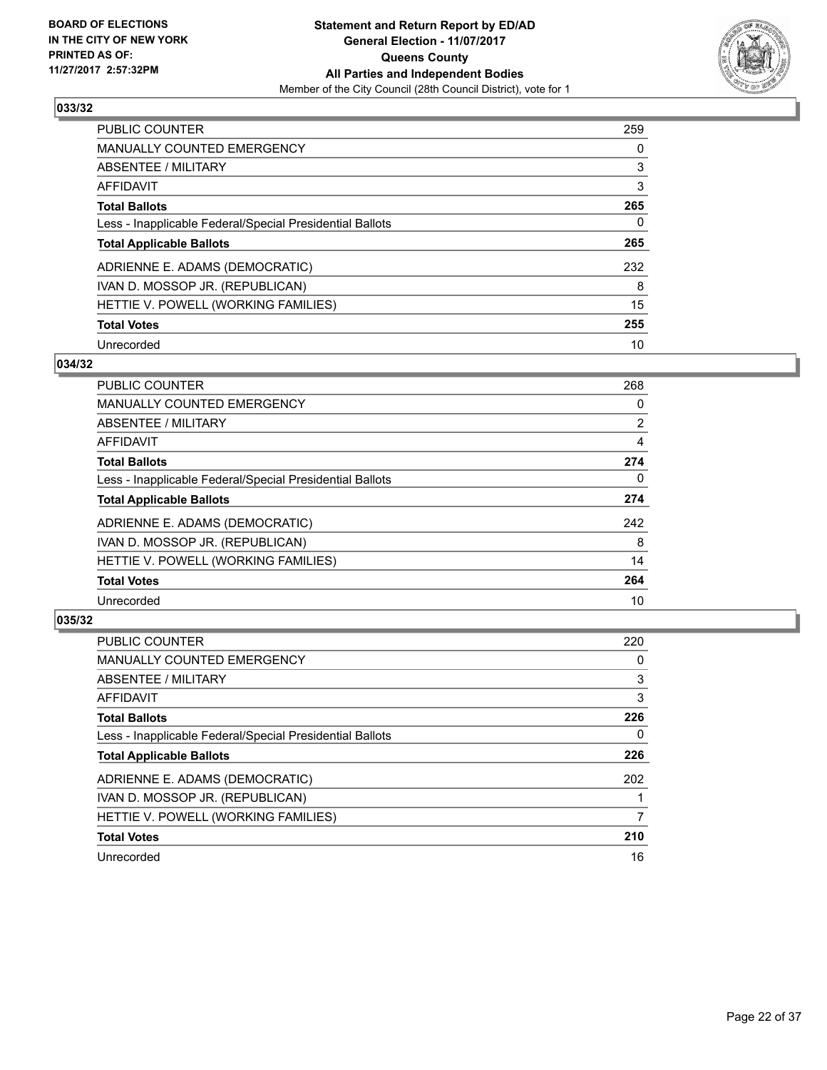**BOARD OF ELECTIONS IN THE CITY OF NEW YORK PRINTED AS OF: 11/27/2017 2:57:32PM**

**Statement and Return Report by ED/AD**
**General Election - 11/07/2017**
**Queens County**
**All Parties and Independent Bodies**
Member of the City Council (28th Council District), vote for 1

### 033/32

| | |
|---|---|
| PUBLIC COUNTER | 259 |
| MANUALLY COUNTED EMERGENCY | 0 |
| ABSENTEE / MILITARY | 3 |
| AFFIDAVIT | 3 |
| **Total Ballots** | **265** |
| Less - Inapplicable Federal/Special Presidential Ballots | 0 |
| **Total Applicable Ballots** | **265** |
| ADRIENNE E. ADAMS (DEMOCRATIC) | 232 |
| IVAN D. MOSSOP JR. (REPUBLICAN) | 8 |
| HETTIE V. POWELL (WORKING FAMILIES) | 15 |
| **Total Votes** | **255** |
| Unrecorded | 10 |

### 034/32

| | |
|---|---|
| PUBLIC COUNTER | 268 |
| MANUALLY COUNTED EMERGENCY | 0 |
| ABSENTEE / MILITARY | 2 |
| AFFIDAVIT | 4 |
| **Total Ballots** | **274** |
| Less - Inapplicable Federal/Special Presidential Ballots | 0 |
| **Total Applicable Ballots** | **274** |
| ADRIENNE E. ADAMS (DEMOCRATIC) | 242 |
| IVAN D. MOSSOP JR. (REPUBLICAN) | 8 |
| HETTIE V. POWELL (WORKING FAMILIES) | 14 |
| **Total Votes** | **264** |
| Unrecorded | 10 |

### 035/32

| | |
|---|---|
| PUBLIC COUNTER | 220 |
| MANUALLY COUNTED EMERGENCY | 0 |
| ABSENTEE / MILITARY | 3 |
| AFFIDAVIT | 3 |
| **Total Ballots** | **226** |
| Less - Inapplicable Federal/Special Presidential Ballots | 0 |
| **Total Applicable Ballots** | **226** |
| ADRIENNE E. ADAMS (DEMOCRATIC) | 202 |
| IVAN D. MOSSOP JR. (REPUBLICAN) | 1 |
| HETTIE V. POWELL (WORKING FAMILIES) | 7 |
| **Total Votes** | **210** |
| Unrecorded | 16 |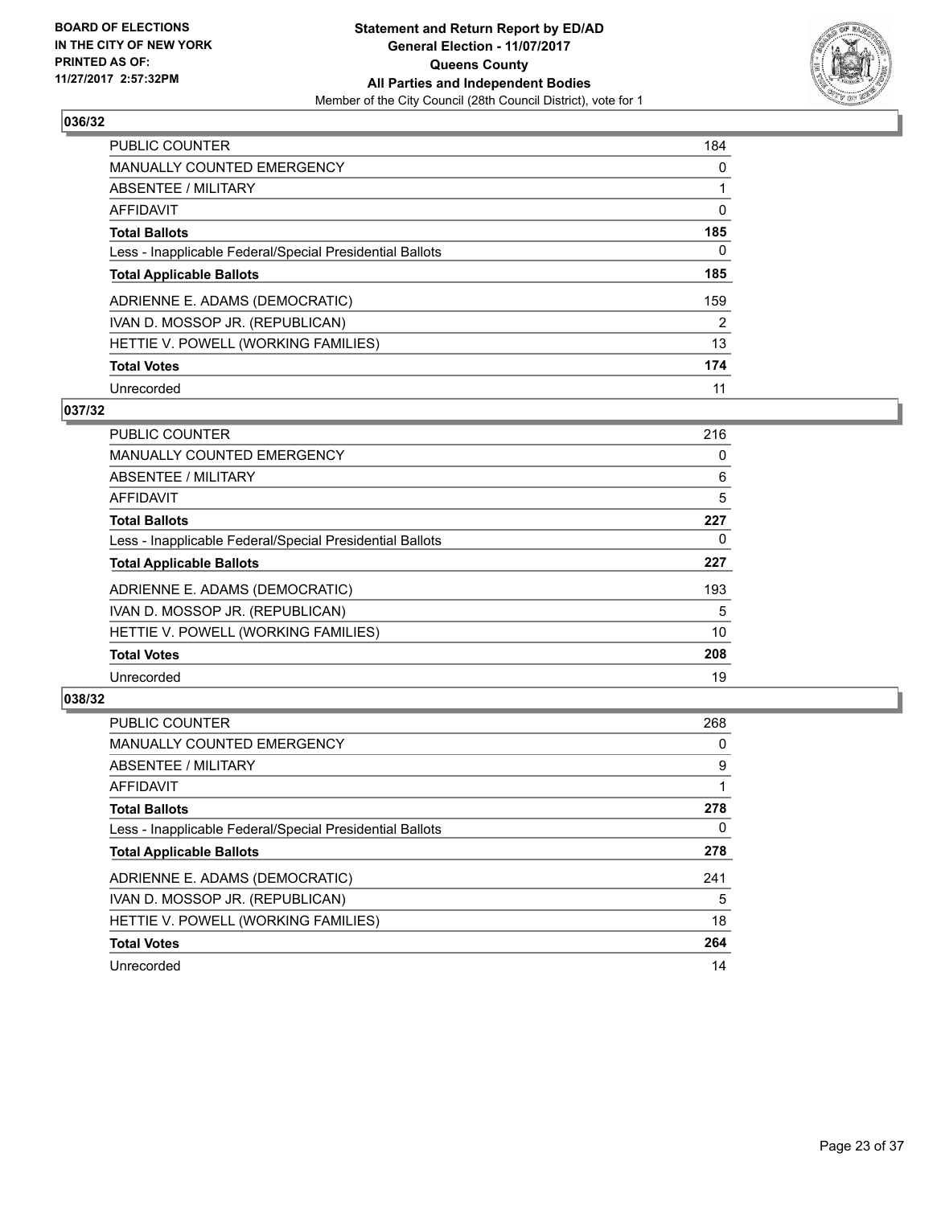**BOARD OF ELECTIONS IN THE CITY OF NEW YORK PRINTED AS OF: 11/27/2017 2:57:32PM**

**Statement and Return Report by ED/AD General Election - 11/07/2017 Queens County All Parties and Independent Bodies**
Member of the City Council (28th Council District), vote for 1

### 036/32

| | |
|---|---|
| PUBLIC COUNTER | 184 |
| MANUALLY COUNTED EMERGENCY | 0 |
| ABSENTEE / MILITARY | 1 |
| AFFIDAVIT | 0 |
| **Total Ballots** | **185** |
| Less - Inapplicable Federal/Special Presidential Ballots | 0 |
| **Total Applicable Ballots** | **185** |
| ADRIENNE E. ADAMS (DEMOCRATIC) | 159 |
| IVAN D. MOSSOP JR. (REPUBLICAN) | 2 |
| HETTIE V. POWELL (WORKING FAMILIES) | 13 |
| **Total Votes** | **174** |
| Unrecorded | 11 |

### 037/32

| | |
|---|---|
| PUBLIC COUNTER | 216 |
| MANUALLY COUNTED EMERGENCY | 0 |
| ABSENTEE / MILITARY | 6 |
| AFFIDAVIT | 5 |
| **Total Ballots** | **227** |
| Less - Inapplicable Federal/Special Presidential Ballots | 0 |
| **Total Applicable Ballots** | **227** |
| ADRIENNE E. ADAMS (DEMOCRATIC) | 193 |
| IVAN D. MOSSOP JR. (REPUBLICAN) | 5 |
| HETTIE V. POWELL (WORKING FAMILIES) | 10 |
| **Total Votes** | **208** |
| Unrecorded | 19 |

### 038/32

| | |
|---|---|
| PUBLIC COUNTER | 268 |
| MANUALLY COUNTED EMERGENCY | 0 |
| ABSENTEE / MILITARY | 9 |
| AFFIDAVIT | 1 |
| **Total Ballots** | **278** |
| Less - Inapplicable Federal/Special Presidential Ballots | 0 |
| **Total Applicable Ballots** | **278** |
| ADRIENNE E. ADAMS (DEMOCRATIC) | 241 |
| IVAN D. MOSSOP JR. (REPUBLICAN) | 5 |
| HETTIE V. POWELL (WORKING FAMILIES) | 18 |
| **Total Votes** | **264** |
| Unrecorded | 14 |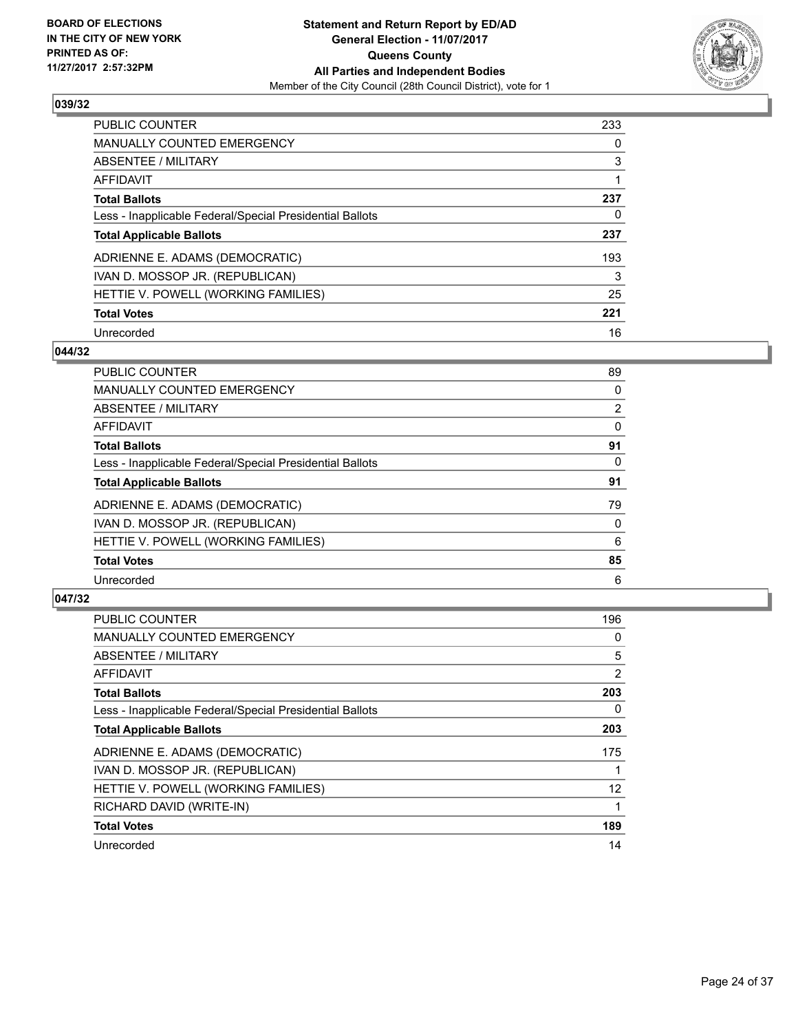**BOARD OF ELECTIONS IN THE CITY OF NEW YORK PRINTED AS OF: 11/27/2017 2:57:32PM**

**Statement and Return Report by ED/AD**
**General Election - 11/07/2017**
**Queens County**
**All Parties and Independent Bodies**
Member of the City Council (28th Council District), vote for 1

### 039/32

| | |
|---|---|
| PUBLIC COUNTER | 233 |
| MANUALLY COUNTED EMERGENCY | 0 |
| ABSENTEE / MILITARY | 3 |
| AFFIDAVIT | 1 |
| **Total Ballots** | **237** |
| Less - Inapplicable Federal/Special Presidential Ballots | 0 |
| **Total Applicable Ballots** | **237** |
| ADRIENNE E. ADAMS (DEMOCRATIC) | 193 |
| IVAN D. MOSSOP JR. (REPUBLICAN) | 3 |
| HETTIE V. POWELL (WORKING FAMILIES) | 25 |
| **Total Votes** | **221** |
| Unrecorded | 16 |

### 044/32

| | |
|---|---|
| PUBLIC COUNTER | 89 |
| MANUALLY COUNTED EMERGENCY | 0 |
| ABSENTEE / MILITARY | 2 |
| AFFIDAVIT | 0 |
| **Total Ballots** | **91** |
| Less - Inapplicable Federal/Special Presidential Ballots | 0 |
| **Total Applicable Ballots** | **91** |
| ADRIENNE E. ADAMS (DEMOCRATIC) | 79 |
| IVAN D. MOSSOP JR. (REPUBLICAN) | 0 |
| HETTIE V. POWELL (WORKING FAMILIES) | 6 |
| **Total Votes** | **85** |
| Unrecorded | 6 |

### 047/32

| | |
|---|---|
| PUBLIC COUNTER | 196 |
| MANUALLY COUNTED EMERGENCY | 0 |
| ABSENTEE / MILITARY | 5 |
| AFFIDAVIT | 2 |
| **Total Ballots** | **203** |
| Less - Inapplicable Federal/Special Presidential Ballots | 0 |
| **Total Applicable Ballots** | **203** |
| ADRIENNE E. ADAMS (DEMOCRATIC) | 175 |
| IVAN D. MOSSOP JR. (REPUBLICAN) | 1 |
| HETTIE V. POWELL (WORKING FAMILIES) | 12 |
| RICHARD DAVID (WRITE-IN) | 1 |
| **Total Votes** | **189** |
| Unrecorded | 14 |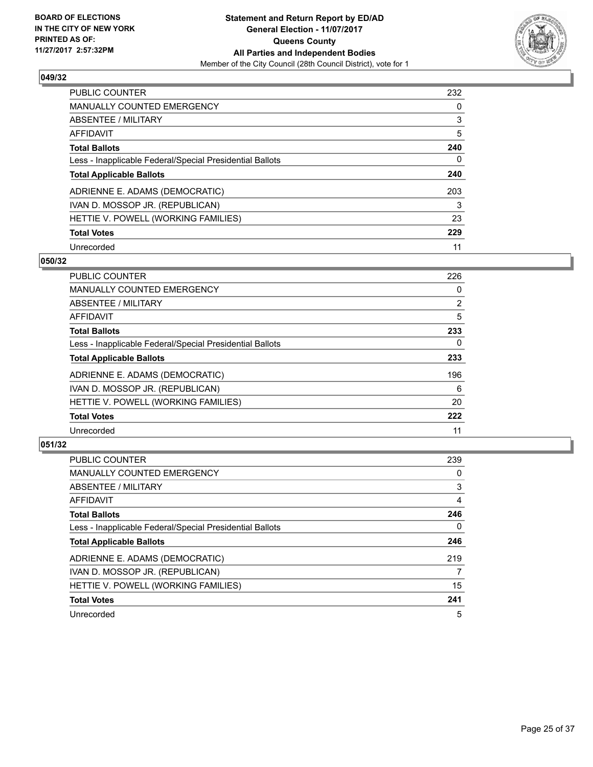BOARD OF ELECTIONS
IN THE CITY OF NEW YORK
PRINTED AS OF:
11/27/2017 2:57:32PM

**Statement and Return Report by ED/AD**
**General Election - 11/07/2017**
**Queens County**
**All Parties and Independent Bodies**
Member of the City Council (28th Council District), vote for 1

### 049/32

| | |
|---|---|
| PUBLIC COUNTER | 232 |
| MANUALLY COUNTED EMERGENCY | 0 |
| ABSENTEE / MILITARY | 3 |
| AFFIDAVIT | 5 |
| **Total Ballots** | **240** |
| Less - Inapplicable Federal/Special Presidential Ballots | 0 |
| **Total Applicable Ballots** | **240** |
| ADRIENNE E. ADAMS (DEMOCRATIC) | 203 |
| IVAN D. MOSSOP JR. (REPUBLICAN) | 3 |
| HETTIE V. POWELL (WORKING FAMILIES) | 23 |
| **Total Votes** | **229** |
| Unrecorded | 11 |

### 050/32

| | |
|---|---|
| PUBLIC COUNTER | 226 |
| MANUALLY COUNTED EMERGENCY | 0 |
| ABSENTEE / MILITARY | 2 |
| AFFIDAVIT | 5 |
| **Total Ballots** | **233** |
| Less - Inapplicable Federal/Special Presidential Ballots | 0 |
| **Total Applicable Ballots** | **233** |
| ADRIENNE E. ADAMS (DEMOCRATIC) | 196 |
| IVAN D. MOSSOP JR. (REPUBLICAN) | 6 |
| HETTIE V. POWELL (WORKING FAMILIES) | 20 |
| **Total Votes** | **222** |
| Unrecorded | 11 |

### 051/32

| | |
|---|---|
| PUBLIC COUNTER | 239 |
| MANUALLY COUNTED EMERGENCY | 0 |
| ABSENTEE / MILITARY | 3 |
| AFFIDAVIT | 4 |
| **Total Ballots** | **246** |
| Less - Inapplicable Federal/Special Presidential Ballots | 0 |
| **Total Applicable Ballots** | **246** |
| ADRIENNE E. ADAMS (DEMOCRATIC) | 219 |
| IVAN D. MOSSOP JR. (REPUBLICAN) | 7 |
| HETTIE V. POWELL (WORKING FAMILIES) | 15 |
| **Total Votes** | **241** |
| Unrecorded | 5 |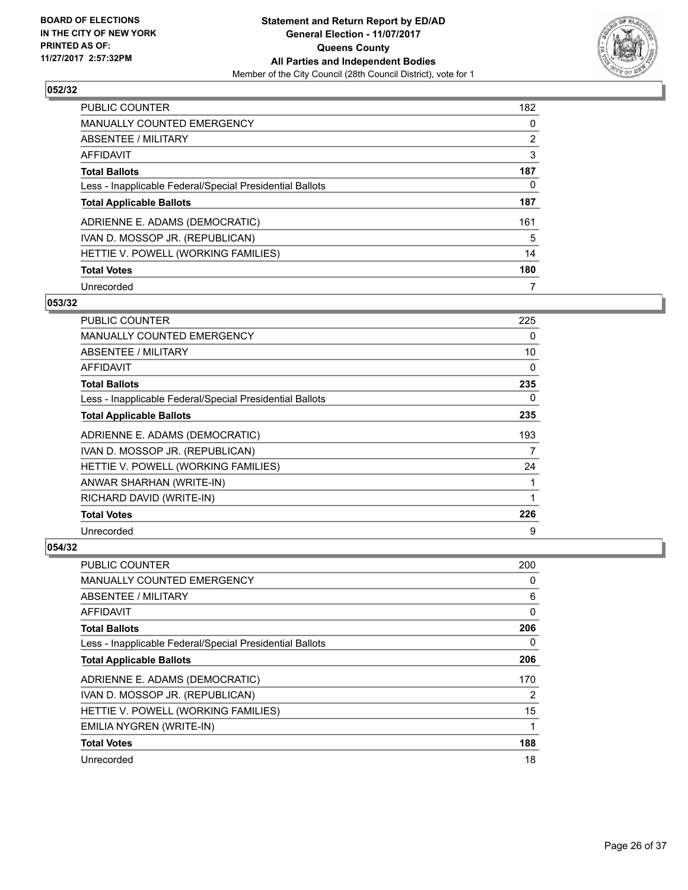**BOARD OF ELECTIONS IN THE CITY OF NEW YORK PRINTED AS OF: 11/27/2017 2:57:32PM**

**Statement and Return Report by ED/AD**
**General Election - 11/07/2017**
**Queens County**
**All Parties and Independent Bodies**
Member of the City Council (28th Council District), vote for 1

### 052/32

| | |
|---|---|
| PUBLIC COUNTER | 182 |
| MANUALLY COUNTED EMERGENCY | 0 |
| ABSENTEE / MILITARY | 2 |
| AFFIDAVIT | 3 |
| **Total Ballots** | **187** |
| Less - Inapplicable Federal/Special Presidential Ballots | 0 |
| **Total Applicable Ballots** | **187** |
| ADRIENNE E. ADAMS (DEMOCRATIC) | 161 |
| IVAN D. MOSSOP JR. (REPUBLICAN) | 5 |
| HETTIE V. POWELL (WORKING FAMILIES) | 14 |
| **Total Votes** | **180** |
| Unrecorded | 7 |

### 053/32

| | |
|---|---|
| PUBLIC COUNTER | 225 |
| MANUALLY COUNTED EMERGENCY | 0 |
| ABSENTEE / MILITARY | 10 |
| AFFIDAVIT | 0 |
| **Total Ballots** | **235** |
| Less - Inapplicable Federal/Special Presidential Ballots | 0 |
| **Total Applicable Ballots** | **235** |
| ADRIENNE E. ADAMS (DEMOCRATIC) | 193 |
| IVAN D. MOSSOP JR. (REPUBLICAN) | 7 |
| HETTIE V. POWELL (WORKING FAMILIES) | 24 |
| ANWAR SHARHAN (WRITE-IN) | 1 |
| RICHARD DAVID (WRITE-IN) | 1 |
| **Total Votes** | **226** |
| Unrecorded | 9 |

### 054/32

| | |
|---|---|
| PUBLIC COUNTER | 200 |
| MANUALLY COUNTED EMERGENCY | 0 |
| ABSENTEE / MILITARY | 6 |
| AFFIDAVIT | 0 |
| **Total Ballots** | **206** |
| Less - Inapplicable Federal/Special Presidential Ballots | 0 |
| **Total Applicable Ballots** | **206** |
| ADRIENNE E. ADAMS (DEMOCRATIC) | 170 |
| IVAN D. MOSSOP JR. (REPUBLICAN) | 2 |
| HETTIE V. POWELL (WORKING FAMILIES) | 15 |
| EMILIA NYGREN (WRITE-IN) | 1 |
| **Total Votes** | **188** |
| Unrecorded | 18 |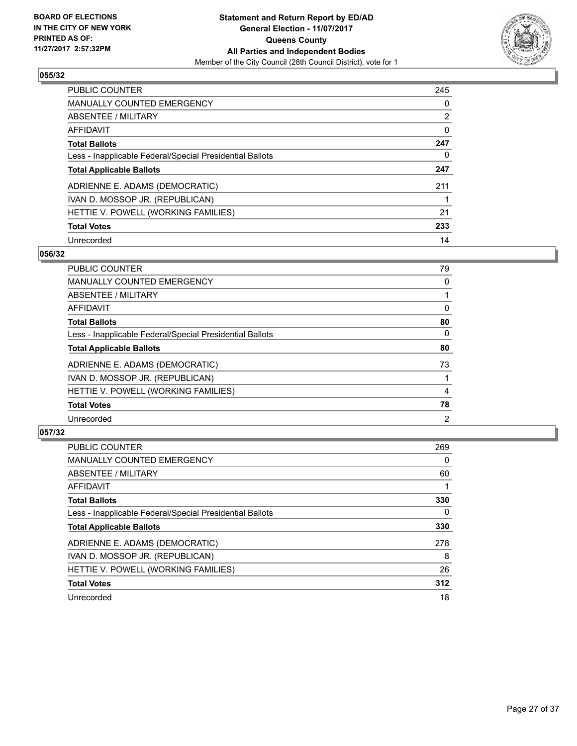**BOARD OF ELECTIONS IN THE CITY OF NEW YORK PRINTED AS OF: 11/27/2017 2:57:32PM**

**Statement and Return Report by ED/AD**
**General Election - 11/07/2017**
**Queens County**
**All Parties and Independent Bodies**
Member of the City Council (28th Council District), vote for 1

### 055/32

| | |
|---|---|
| PUBLIC COUNTER | 245 |
| MANUALLY COUNTED EMERGENCY | 0 |
| ABSENTEE / MILITARY | 2 |
| AFFIDAVIT | 0 |
| **Total Ballots** | **247** |
| Less - Inapplicable Federal/Special Presidential Ballots | 0 |
| **Total Applicable Ballots** | **247** |
| ADRIENNE E. ADAMS (DEMOCRATIC) | 211 |
| IVAN D. MOSSOP JR. (REPUBLICAN) | 1 |
| HETTIE V. POWELL (WORKING FAMILIES) | 21 |
| **Total Votes** | **233** |
| Unrecorded | 14 |

### 056/32

| | |
|---|---|
| PUBLIC COUNTER | 79 |
| MANUALLY COUNTED EMERGENCY | 0 |
| ABSENTEE / MILITARY | 1 |
| AFFIDAVIT | 0 |
| **Total Ballots** | **80** |
| Less - Inapplicable Federal/Special Presidential Ballots | 0 |
| **Total Applicable Ballots** | **80** |
| ADRIENNE E. ADAMS (DEMOCRATIC) | 73 |
| IVAN D. MOSSOP JR. (REPUBLICAN) | 1 |
| HETTIE V. POWELL (WORKING FAMILIES) | 4 |
| **Total Votes** | **78** |
| Unrecorded | 2 |

### 057/32

| | |
|---|---|
| PUBLIC COUNTER | 269 |
| MANUALLY COUNTED EMERGENCY | 0 |
| ABSENTEE / MILITARY | 60 |
| AFFIDAVIT | 1 |
| **Total Ballots** | **330** |
| Less - Inapplicable Federal/Special Presidential Ballots | 0 |
| **Total Applicable Ballots** | **330** |
| ADRIENNE E. ADAMS (DEMOCRATIC) | 278 |
| IVAN D. MOSSOP JR. (REPUBLICAN) | 8 |
| HETTIE V. POWELL (WORKING FAMILIES) | 26 |
| **Total Votes** | **312** |
| Unrecorded | 18 |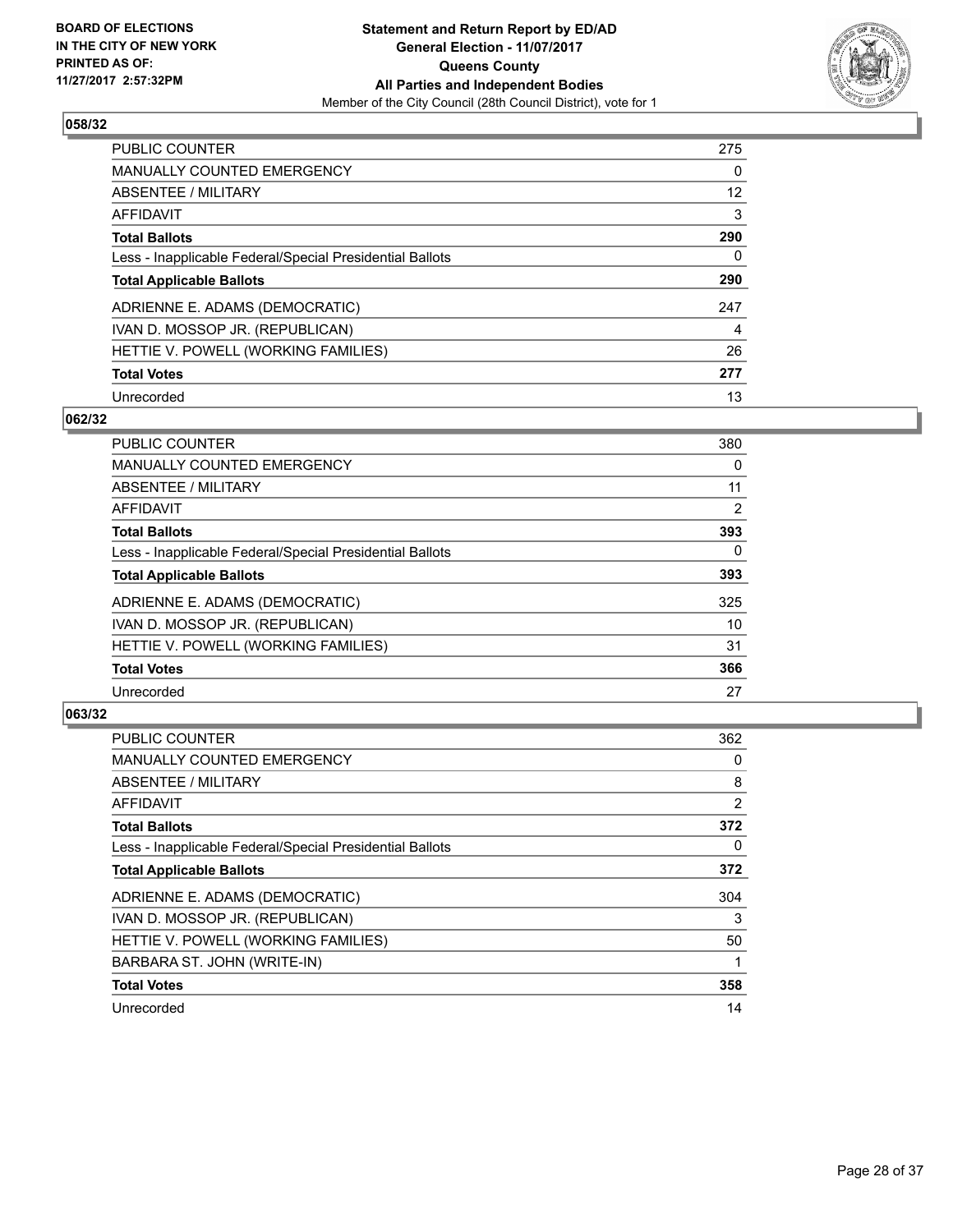**BOARD OF ELECTIONS IN THE CITY OF NEW YORK PRINTED AS OF: 11/27/2017 2:57:32PM**

**Statement and Return Report by ED/AD**
**General Election - 11/07/2017**
**Queens County**
**All Parties and Independent Bodies**
Member of the City Council (28th Council District), vote for 1

## 058/32

| | |
|---|---|
| PUBLIC COUNTER | 275 |
| MANUALLY COUNTED EMERGENCY | 0 |
| ABSENTEE / MILITARY | 12 |
| AFFIDAVIT | 3 |
| **Total Ballots** | **290** |
| Less - Inapplicable Federal/Special Presidential Ballots | 0 |
| **Total Applicable Ballots** | **290** |
| ADRIENNE E. ADAMS (DEMOCRATIC) | 247 |
| IVAN D. MOSSOP JR. (REPUBLICAN) | 4 |
| HETTIE V. POWELL (WORKING FAMILIES) | 26 |
| **Total Votes** | **277** |
| Unrecorded | 13 |

## 062/32

| | |
|---|---|
| PUBLIC COUNTER | 380 |
| MANUALLY COUNTED EMERGENCY | 0 |
| ABSENTEE / MILITARY | 11 |
| AFFIDAVIT | 2 |
| **Total Ballots** | **393** |
| Less - Inapplicable Federal/Special Presidential Ballots | 0 |
| **Total Applicable Ballots** | **393** |
| ADRIENNE E. ADAMS (DEMOCRATIC) | 325 |
| IVAN D. MOSSOP JR. (REPUBLICAN) | 10 |
| HETTIE V. POWELL (WORKING FAMILIES) | 31 |
| **Total Votes** | **366** |
| Unrecorded | 27 |

## 063/32

| | |
|---|---|
| PUBLIC COUNTER | 362 |
| MANUALLY COUNTED EMERGENCY | 0 |
| ABSENTEE / MILITARY | 8 |
| AFFIDAVIT | 2 |
| **Total Ballots** | **372** |
| Less - Inapplicable Federal/Special Presidential Ballots | 0 |
| **Total Applicable Ballots** | **372** |
| ADRIENNE E. ADAMS (DEMOCRATIC) | 304 |
| IVAN D. MOSSOP JR. (REPUBLICAN) | 3 |
| HETTIE V. POWELL (WORKING FAMILIES) | 50 |
| BARBARA ST. JOHN (WRITE-IN) | 1 |
| **Total Votes** | **358** |
| Unrecorded | 14 |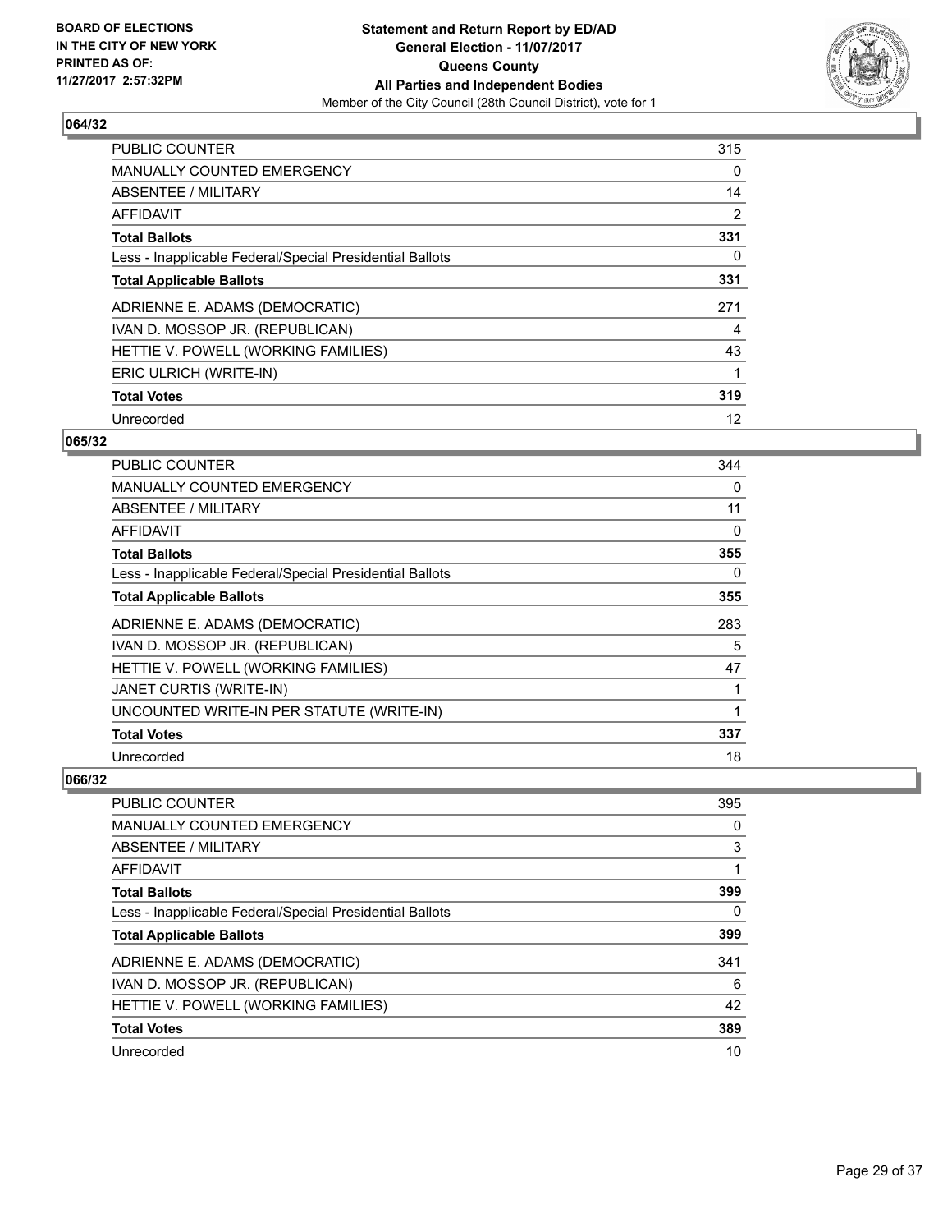**BOARD OF ELECTIONS IN THE CITY OF NEW YORK PRINTED AS OF: 11/27/2017 2:57:32PM**

**Statement and Return Report by ED/AD**
**General Election - 11/07/2017**
**Queens County**
**All Parties and Independent Bodies**
Member of the City Council (28th Council District), vote for 1

### 064/32

| | |
|---|---|
| PUBLIC COUNTER | 315 |
| MANUALLY COUNTED EMERGENCY | 0 |
| ABSENTEE / MILITARY | 14 |
| AFFIDAVIT | 2 |
| **Total Ballots** | **331** |
| Less - Inapplicable Federal/Special Presidential Ballots | 0 |
| **Total Applicable Ballots** | **331** |
| ADRIENNE E. ADAMS (DEMOCRATIC) | 271 |
| IVAN D. MOSSOP JR. (REPUBLICAN) | 4 |
| HETTIE V. POWELL (WORKING FAMILIES) | 43 |
| ERIC ULRICH (WRITE-IN) | 1 |
| **Total Votes** | **319** |
| Unrecorded | 12 |

### 065/32

| | |
|---|---|
| PUBLIC COUNTER | 344 |
| MANUALLY COUNTED EMERGENCY | 0 |
| ABSENTEE / MILITARY | 11 |
| AFFIDAVIT | 0 |
| **Total Ballots** | **355** |
| Less - Inapplicable Federal/Special Presidential Ballots | 0 |
| **Total Applicable Ballots** | **355** |
| ADRIENNE E. ADAMS (DEMOCRATIC) | 283 |
| IVAN D. MOSSOP JR. (REPUBLICAN) | 5 |
| HETTIE V. POWELL (WORKING FAMILIES) | 47 |
| JANET CURTIS (WRITE-IN) | 1 |
| UNCOUNTED WRITE-IN PER STATUTE (WRITE-IN) | 1 |
| **Total Votes** | **337** |
| Unrecorded | 18 |

### 066/32

| | |
|---|---|
| PUBLIC COUNTER | 395 |
| MANUALLY COUNTED EMERGENCY | 0 |
| ABSENTEE / MILITARY | 3 |
| AFFIDAVIT | 1 |
| **Total Ballots** | **399** |
| Less - Inapplicable Federal/Special Presidential Ballots | 0 |
| **Total Applicable Ballots** | **399** |
| ADRIENNE E. ADAMS (DEMOCRATIC) | 341 |
| IVAN D. MOSSOP JR. (REPUBLICAN) | 6 |
| HETTIE V. POWELL (WORKING FAMILIES) | 42 |
| **Total Votes** | **389** |
| Unrecorded | 10 |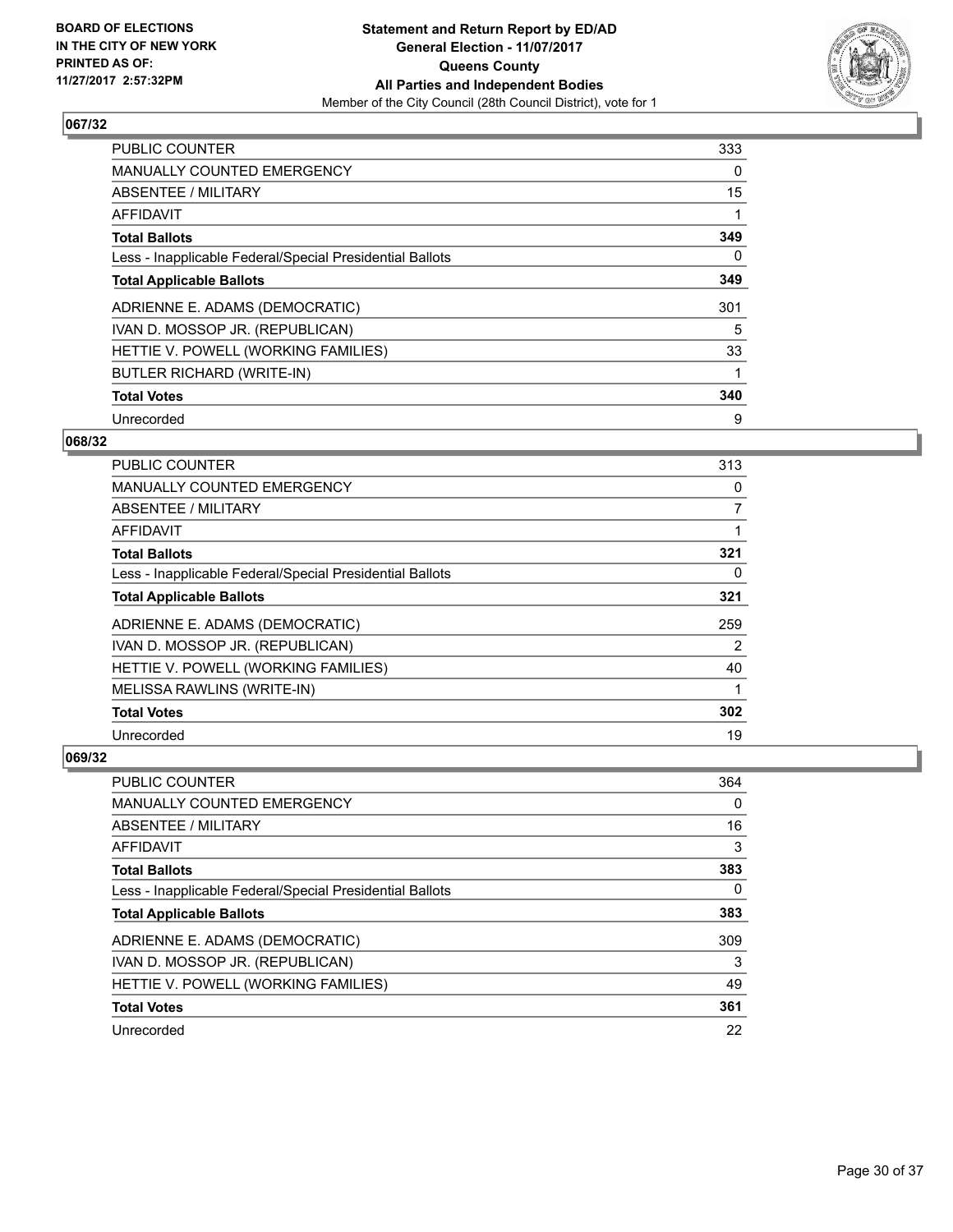BOARD OF ELECTIONS
IN THE CITY OF NEW YORK
PRINTED AS OF:
11/27/2017 2:57:32PM

**Statement and Return Report by ED/AD**
**General Election - 11/07/2017**
**Queens County**
**All Parties and Independent Bodies**
Member of the City Council (28th Council District), vote for 1

## 067/32

| | |
|---|---|
| PUBLIC COUNTER | 333 |
| MANUALLY COUNTED EMERGENCY | 0 |
| ABSENTEE / MILITARY | 15 |
| AFFIDAVIT | 1 |
| **Total Ballots** | **349** |
| Less - Inapplicable Federal/Special Presidential Ballots | 0 |
| **Total Applicable Ballots** | **349** |
| ADRIENNE E. ADAMS (DEMOCRATIC) | 301 |
| IVAN D. MOSSOP JR. (REPUBLICAN) | 5 |
| HETTIE V. POWELL (WORKING FAMILIES) | 33 |
| BUTLER RICHARD (WRITE-IN) | 1 |
| **Total Votes** | **340** |
| Unrecorded | 9 |

## 068/32

| | |
|---|---|
| PUBLIC COUNTER | 313 |
| MANUALLY COUNTED EMERGENCY | 0 |
| ABSENTEE / MILITARY | 7 |
| AFFIDAVIT | 1 |
| **Total Ballots** | **321** |
| Less - Inapplicable Federal/Special Presidential Ballots | 0 |
| **Total Applicable Ballots** | **321** |
| ADRIENNE E. ADAMS (DEMOCRATIC) | 259 |
| IVAN D. MOSSOP JR. (REPUBLICAN) | 2 |
| HETTIE V. POWELL (WORKING FAMILIES) | 40 |
| MELISSA RAWLINS (WRITE-IN) | 1 |
| **Total Votes** | **302** |
| Unrecorded | 19 |

## 069/32

| | |
|---|---|
| PUBLIC COUNTER | 364 |
| MANUALLY COUNTED EMERGENCY | 0 |
| ABSENTEE / MILITARY | 16 |
| AFFIDAVIT | 3 |
| **Total Ballots** | **383** |
| Less - Inapplicable Federal/Special Presidential Ballots | 0 |
| **Total Applicable Ballots** | **383** |
| ADRIENNE E. ADAMS (DEMOCRATIC) | 309 |
| IVAN D. MOSSOP JR. (REPUBLICAN) | 3 |
| HETTIE V. POWELL (WORKING FAMILIES) | 49 |
| **Total Votes** | **361** |
| Unrecorded | 22 |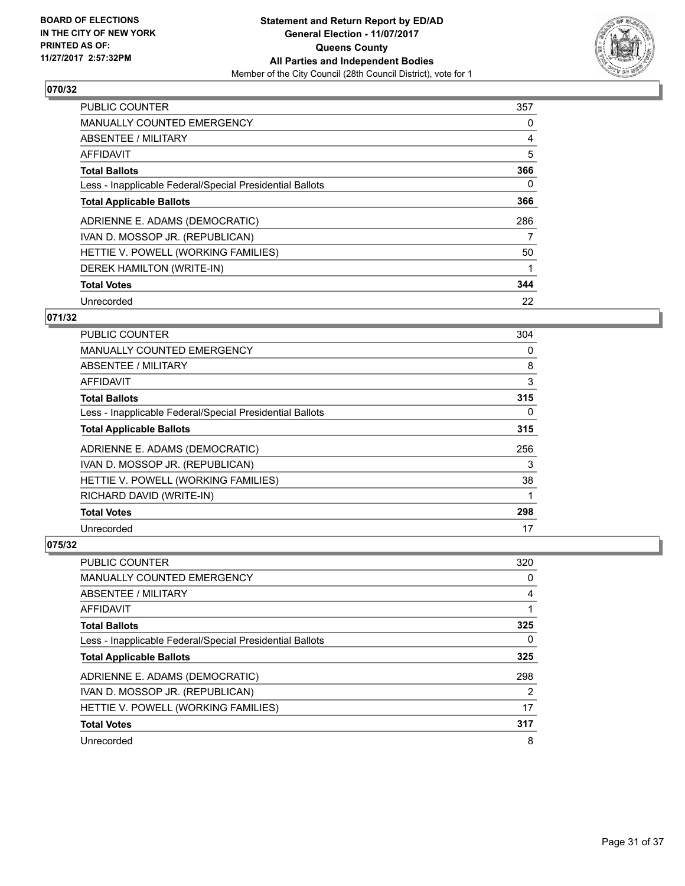BOARD OF ELECTIONS
IN THE CITY OF NEW YORK
PRINTED AS OF:
11/27/2017 2:57:32PM

**Statement and Return Report by ED/AD**
**General Election - 11/07/2017**
**Queens County**
**All Parties and Independent Bodies**
Member of the City Council (28th Council District), vote for 1

## 070/32

| | |
|---|---|
| PUBLIC COUNTER | 357 |
| MANUALLY COUNTED EMERGENCY | 0 |
| ABSENTEE / MILITARY | 4 |
| AFFIDAVIT | 5 |
| **Total Ballots** | **366** |
| Less - Inapplicable Federal/Special Presidential Ballots | 0 |
| **Total Applicable Ballots** | **366** |
| ADRIENNE E. ADAMS (DEMOCRATIC) | 286 |
| IVAN D. MOSSOP JR. (REPUBLICAN) | 7 |
| HETTIE V. POWELL (WORKING FAMILIES) | 50 |
| DEREK HAMILTON (WRITE-IN) | 1 |
| **Total Votes** | **344** |
| Unrecorded | 22 |

## 071/32

| | |
|---|---|
| PUBLIC COUNTER | 304 |
| MANUALLY COUNTED EMERGENCY | 0 |
| ABSENTEE / MILITARY | 8 |
| AFFIDAVIT | 3 |
| **Total Ballots** | **315** |
| Less - Inapplicable Federal/Special Presidential Ballots | 0 |
| **Total Applicable Ballots** | **315** |
| ADRIENNE E. ADAMS (DEMOCRATIC) | 256 |
| IVAN D. MOSSOP JR. (REPUBLICAN) | 3 |
| HETTIE V. POWELL (WORKING FAMILIES) | 38 |
| RICHARD DAVID (WRITE-IN) | 1 |
| **Total Votes** | **298** |
| Unrecorded | 17 |

## 075/32

| | |
|---|---|
| PUBLIC COUNTER | 320 |
| MANUALLY COUNTED EMERGENCY | 0 |
| ABSENTEE / MILITARY | 4 |
| AFFIDAVIT | 1 |
| **Total Ballots** | **325** |
| Less - Inapplicable Federal/Special Presidential Ballots | 0 |
| **Total Applicable Ballots** | **325** |
| ADRIENNE E. ADAMS (DEMOCRATIC) | 298 |
| IVAN D. MOSSOP JR. (REPUBLICAN) | 2 |
| HETTIE V. POWELL (WORKING FAMILIES) | 17 |
| **Total Votes** | **317** |
| Unrecorded | 8 |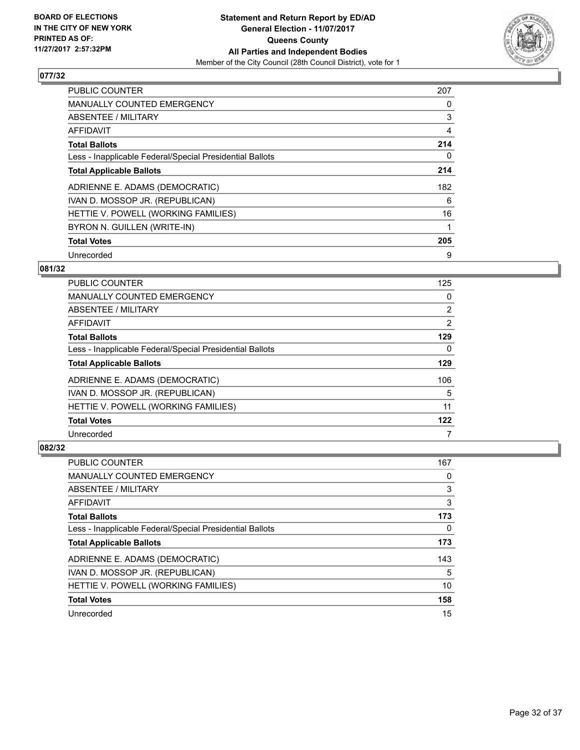**BOARD OF ELECTIONS IN THE CITY OF NEW YORK PRINTED AS OF: 11/27/2017 2:57:32PM**

**Statement and Return Report by ED/AD General Election - 11/07/2017 Queens County All Parties and Independent Bodies**

Member of the City Council (28th Council District), vote for 1

### 077/32

| | |
|---|---|
| PUBLIC COUNTER | 207 |
| MANUALLY COUNTED EMERGENCY | 0 |
| ABSENTEE / MILITARY | 3 |
| AFFIDAVIT | 4 |
| **Total Ballots** | **214** |
| Less - Inapplicable Federal/Special Presidential Ballots | 0 |
| **Total Applicable Ballots** | **214** |
| ADRIENNE E. ADAMS (DEMOCRATIC) | 182 |
| IVAN D. MOSSOP JR. (REPUBLICAN) | 6 |
| HETTIE V. POWELL (WORKING FAMILIES) | 16 |
| BYRON N. GUILLEN (WRITE-IN) | 1 |
| **Total Votes** | **205** |
| Unrecorded | 9 |

### 081/32

| | |
|---|---|
| PUBLIC COUNTER | 125 |
| MANUALLY COUNTED EMERGENCY | 0 |
| ABSENTEE / MILITARY | 2 |
| AFFIDAVIT | 2 |
| **Total Ballots** | **129** |
| Less - Inapplicable Federal/Special Presidential Ballots | 0 |
| **Total Applicable Ballots** | **129** |
| ADRIENNE E. ADAMS (DEMOCRATIC) | 106 |
| IVAN D. MOSSOP JR. (REPUBLICAN) | 5 |
| HETTIE V. POWELL (WORKING FAMILIES) | 11 |
| **Total Votes** | **122** |
| Unrecorded | 7 |

### 082/32

| | |
|---|---|
| PUBLIC COUNTER | 167 |
| MANUALLY COUNTED EMERGENCY | 0 |
| ABSENTEE / MILITARY | 3 |
| AFFIDAVIT | 3 |
| **Total Ballots** | **173** |
| Less - Inapplicable Federal/Special Presidential Ballots | 0 |
| **Total Applicable Ballots** | **173** |
| ADRIENNE E. ADAMS (DEMOCRATIC) | 143 |
| IVAN D. MOSSOP JR. (REPUBLICAN) | 5 |
| HETTIE V. POWELL (WORKING FAMILIES) | 10 |
| **Total Votes** | **158** |
| Unrecorded | 15 |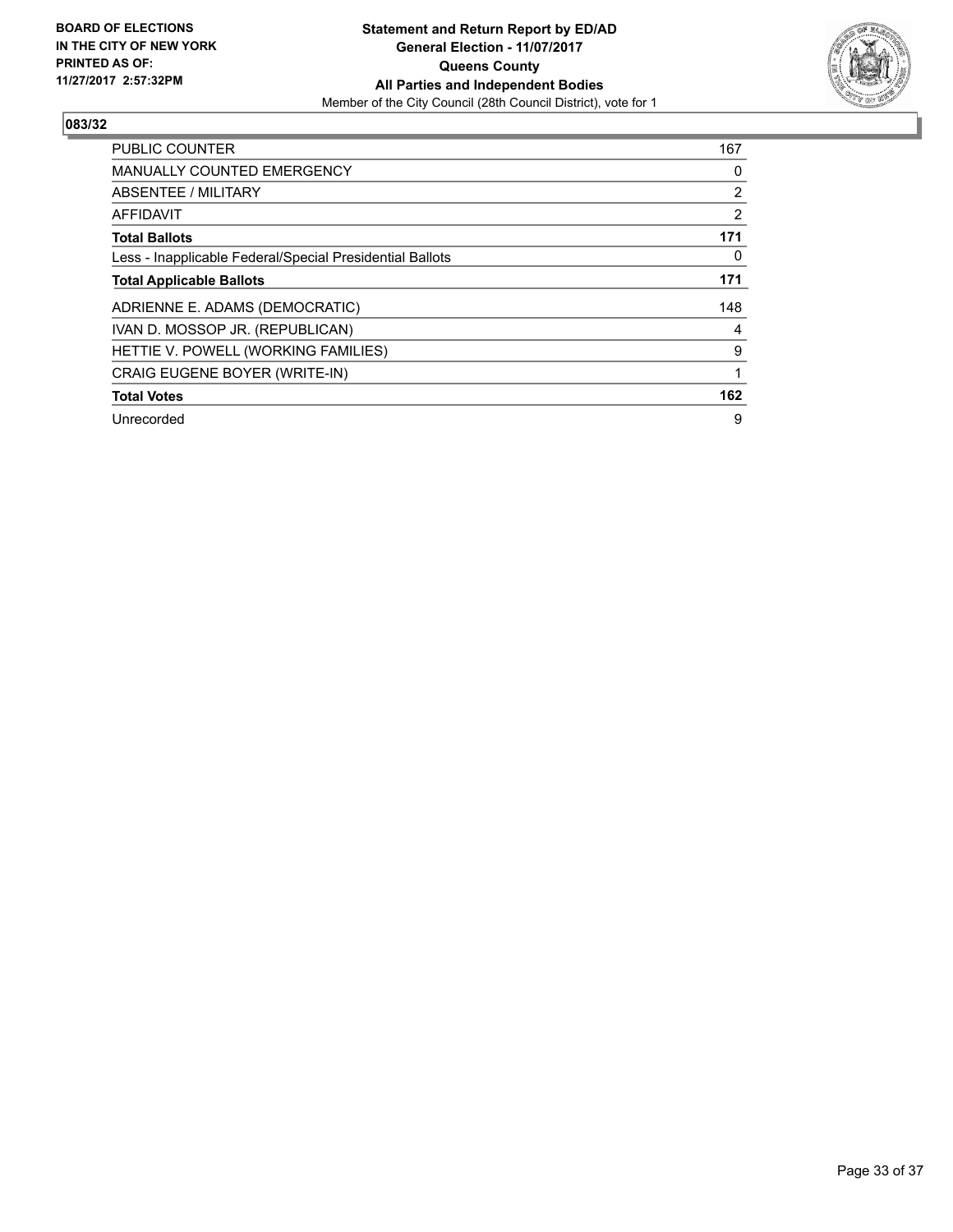**BOARD OF ELECTIONS IN THE CITY OF NEW YORK PRINTED AS OF: 11/27/2017 2:57:32PM**

**Statement and Return Report by ED/AD**
**General Election - 11/07/2017**
**Queens County**
**All Parties and Independent Bodies**
Member of the City Council (28th Council District), vote for 1

## 083/32

| | |
|---|---|
| PUBLIC COUNTER | 167 |
| MANUALLY COUNTED EMERGENCY | 0 |
| ABSENTEE / MILITARY | 2 |
| AFFIDAVIT | 2 |
| **Total Ballots** | **171** |
| Less - Inapplicable Federal/Special Presidential Ballots | 0 |
| **Total Applicable Ballots** | **171** |
| ADRIENNE E. ADAMS (DEMOCRATIC) | 148 |
| IVAN D. MOSSOP JR. (REPUBLICAN) | 4 |
| HETTIE V. POWELL (WORKING FAMILIES) | 9 |
| CRAIG EUGENE BOYER (WRITE-IN) | 1 |
| **Total Votes** | **162** |
| Unrecorded | 9 |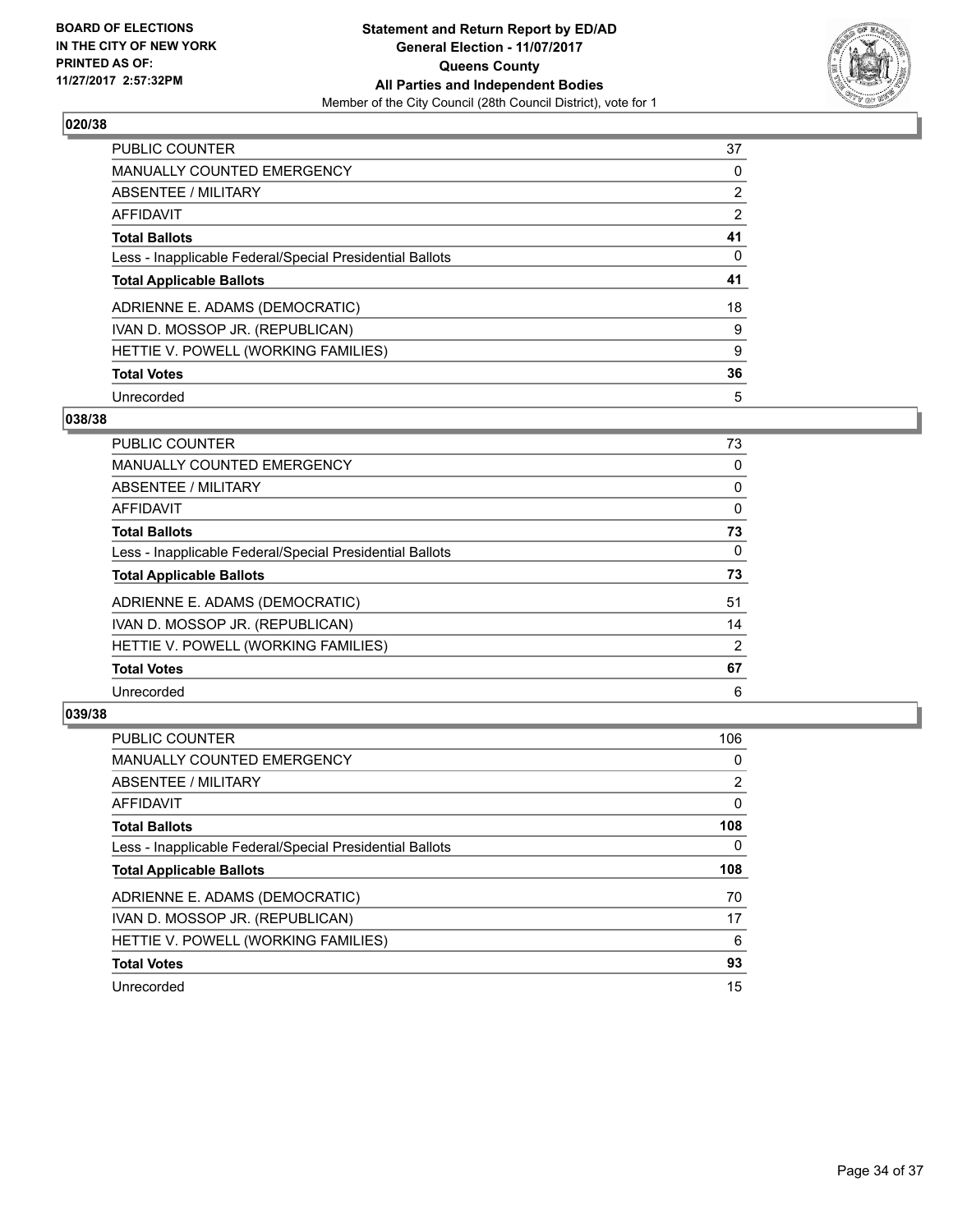BOARD OF ELECTIONS
IN THE CITY OF NEW YORK
PRINTED AS OF:
11/27/2017 2:57:32PM

**Statement and Return Report by ED/AD**
**General Election - 11/07/2017**
**Queens County**
**All Parties and Independent Bodies**
Member of the City Council (28th Council District), vote for 1

## 020/38

| | |
|---|---|
| PUBLIC COUNTER | 37 |
| MANUALLY COUNTED EMERGENCY | 0 |
| ABSENTEE / MILITARY | 2 |
| AFFIDAVIT | 2 |
| **Total Ballots** | **41** |
| Less - Inapplicable Federal/Special Presidential Ballots | 0 |
| **Total Applicable Ballots** | **41** |
| ADRIENNE E. ADAMS (DEMOCRATIC) | 18 |
| IVAN D. MOSSOP JR. (REPUBLICAN) | 9 |
| HETTIE V. POWELL (WORKING FAMILIES) | 9 |
| **Total Votes** | **36** |
| Unrecorded | 5 |

## 038/38

| | |
|---|---|
| PUBLIC COUNTER | 73 |
| MANUALLY COUNTED EMERGENCY | 0 |
| ABSENTEE / MILITARY | 0 |
| AFFIDAVIT | 0 |
| **Total Ballots** | **73** |
| Less - Inapplicable Federal/Special Presidential Ballots | 0 |
| **Total Applicable Ballots** | **73** |
| ADRIENNE E. ADAMS (DEMOCRATIC) | 51 |
| IVAN D. MOSSOP JR. (REPUBLICAN) | 14 |
| HETTIE V. POWELL (WORKING FAMILIES) | 2 |
| **Total Votes** | **67** |
| Unrecorded | 6 |

## 039/38

| | |
|---|---|
| PUBLIC COUNTER | 106 |
| MANUALLY COUNTED EMERGENCY | 0 |
| ABSENTEE / MILITARY | 2 |
| AFFIDAVIT | 0 |
| **Total Ballots** | **108** |
| Less - Inapplicable Federal/Special Presidential Ballots | 0 |
| **Total Applicable Ballots** | **108** |
| ADRIENNE E. ADAMS (DEMOCRATIC) | 70 |
| IVAN D. MOSSOP JR. (REPUBLICAN) | 17 |
| HETTIE V. POWELL (WORKING FAMILIES) | 6 |
| **Total Votes** | **93** |
| Unrecorded | 15 |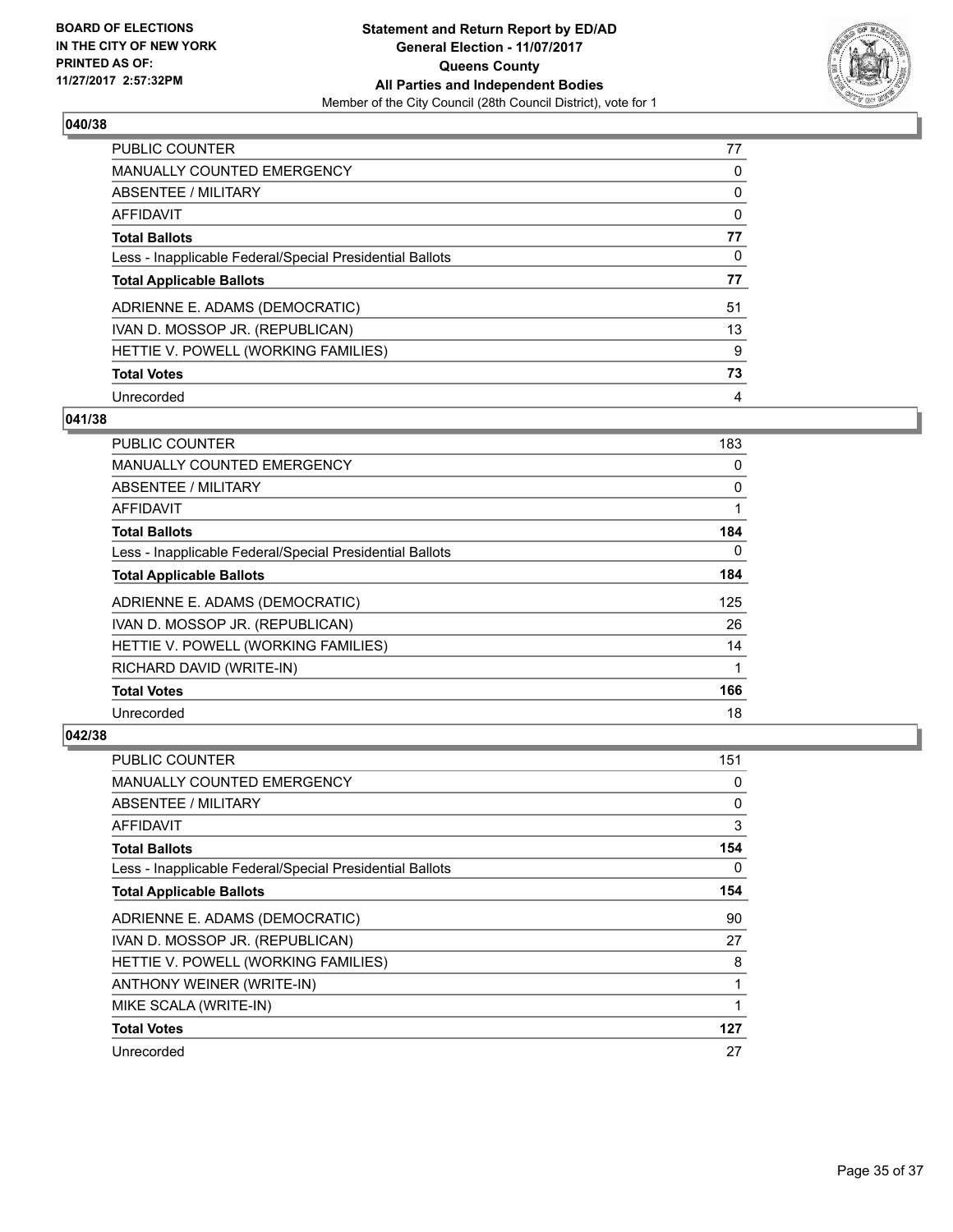**BOARD OF ELECTIONS IN THE CITY OF NEW YORK PRINTED AS OF: 11/27/2017 2:57:32PM**

**Statement and Return Report by ED/AD General Election - 11/07/2017 Queens County All Parties and Independent Bodies**
Member of the City Council (28th Council District), vote for 1

## 040/38

| | |
|---|---|
| PUBLIC COUNTER | 77 |
| MANUALLY COUNTED EMERGENCY | 0 |
| ABSENTEE / MILITARY | 0 |
| AFFIDAVIT | 0 |
| **Total Ballots** | **77** |
| Less - Inapplicable Federal/Special Presidential Ballots | 0 |
| **Total Applicable Ballots** | **77** |
| ADRIENNE E. ADAMS (DEMOCRATIC) | 51 |
| IVAN D. MOSSOP JR. (REPUBLICAN) | 13 |
| HETTIE V. POWELL (WORKING FAMILIES) | 9 |
| **Total Votes** | **73** |
| Unrecorded | 4 |

## 041/38

| | |
|---|---|
| PUBLIC COUNTER | 183 |
| MANUALLY COUNTED EMERGENCY | 0 |
| ABSENTEE / MILITARY | 0 |
| AFFIDAVIT | 1 |
| **Total Ballots** | **184** |
| Less - Inapplicable Federal/Special Presidential Ballots | 0 |
| **Total Applicable Ballots** | **184** |
| ADRIENNE E. ADAMS (DEMOCRATIC) | 125 |
| IVAN D. MOSSOP JR. (REPUBLICAN) | 26 |
| HETTIE V. POWELL (WORKING FAMILIES) | 14 |
| RICHARD DAVID (WRITE-IN) | 1 |
| **Total Votes** | **166** |
| Unrecorded | 18 |

## 042/38

| | |
|---|---|
| PUBLIC COUNTER | 151 |
| MANUALLY COUNTED EMERGENCY | 0 |
| ABSENTEE / MILITARY | 0 |
| AFFIDAVIT | 3 |
| **Total Ballots** | **154** |
| Less - Inapplicable Federal/Special Presidential Ballots | 0 |
| **Total Applicable Ballots** | **154** |
| ADRIENNE E. ADAMS (DEMOCRATIC) | 90 |
| IVAN D. MOSSOP JR. (REPUBLICAN) | 27 |
| HETTIE V. POWELL (WORKING FAMILIES) | 8 |
| ANTHONY WEINER (WRITE-IN) | 1 |
| MIKE SCALA (WRITE-IN) | 1 |
| **Total Votes** | **127** |
| Unrecorded | 27 |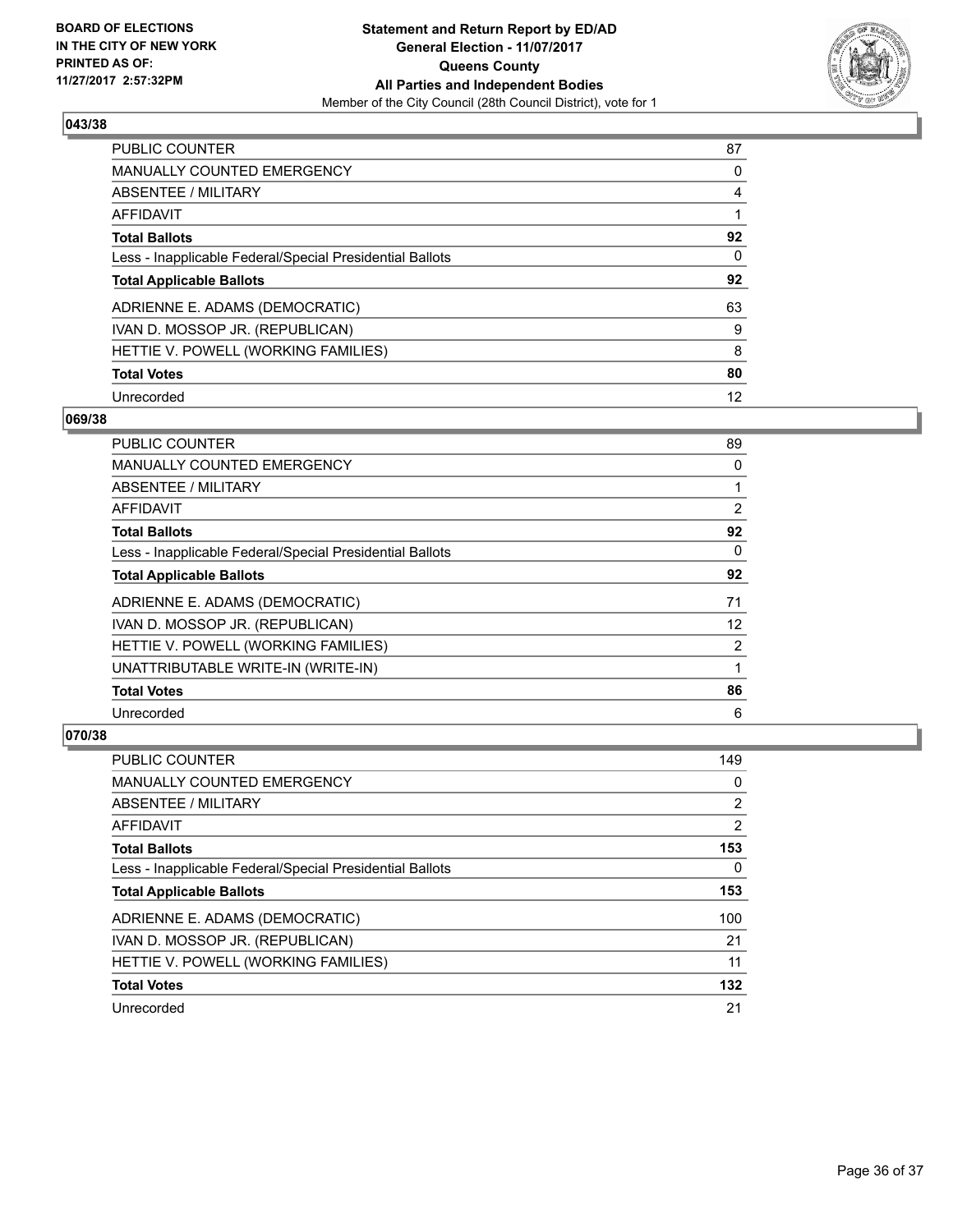**BOARD OF ELECTIONS IN THE CITY OF NEW YORK PRINTED AS OF: 11/27/2017 2:57:32PM**

**Statement and Return Report by ED/AD General Election - 11/07/2017 Queens County All Parties and Independent Bodies**

Member of the City Council (28th Council District), vote for 1

## 043/38

| | |
|---|---|
| PUBLIC COUNTER | 87 |
| MANUALLY COUNTED EMERGENCY | 0 |
| ABSENTEE / MILITARY | 4 |
| AFFIDAVIT | 1 |
| **Total Ballots** | **92** |
| Less - Inapplicable Federal/Special Presidential Ballots | 0 |
| **Total Applicable Ballots** | **92** |
| ADRIENNE E. ADAMS (DEMOCRATIC) | 63 |
| IVAN D. MOSSOP JR. (REPUBLICAN) | 9 |
| HETTIE V. POWELL (WORKING FAMILIES) | 8 |
| **Total Votes** | **80** |
| Unrecorded | 12 |

## 069/38

| | |
|---|---|
| PUBLIC COUNTER | 89 |
| MANUALLY COUNTED EMERGENCY | 0 |
| ABSENTEE / MILITARY | 1 |
| AFFIDAVIT | 2 |
| **Total Ballots** | **92** |
| Less - Inapplicable Federal/Special Presidential Ballots | 0 |
| **Total Applicable Ballots** | **92** |
| ADRIENNE E. ADAMS (DEMOCRATIC) | 71 |
| IVAN D. MOSSOP JR. (REPUBLICAN) | 12 |
| HETTIE V. POWELL (WORKING FAMILIES) | 2 |
| UNATTRIBUTABLE WRITE-IN (WRITE-IN) | 1 |
| **Total Votes** | **86** |
| Unrecorded | 6 |

## 070/38

| | |
|---|---|
| PUBLIC COUNTER | 149 |
| MANUALLY COUNTED EMERGENCY | 0 |
| ABSENTEE / MILITARY | 2 |
| AFFIDAVIT | 2 |
| **Total Ballots** | **153** |
| Less - Inapplicable Federal/Special Presidential Ballots | 0 |
| **Total Applicable Ballots** | **153** |
| ADRIENNE E. ADAMS (DEMOCRATIC) | 100 |
| IVAN D. MOSSOP JR. (REPUBLICAN) | 21 |
| HETTIE V. POWELL (WORKING FAMILIES) | 11 |
| **Total Votes** | **132** |
| Unrecorded | 21 |